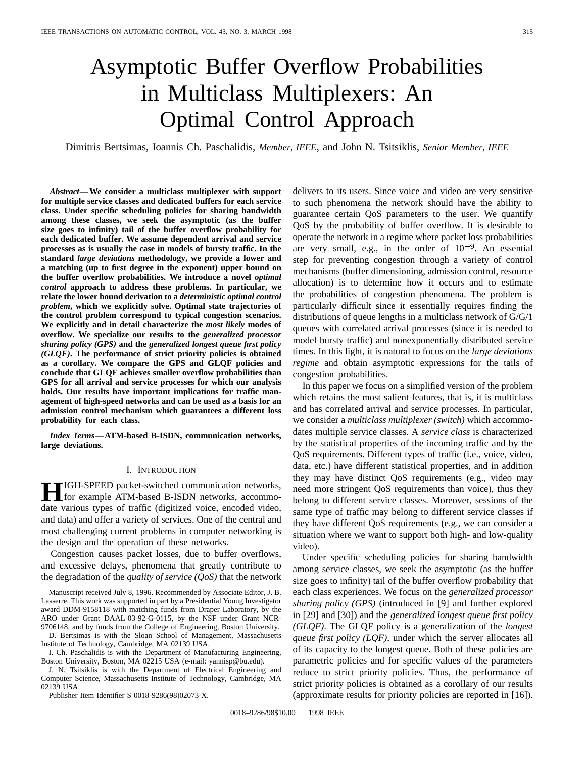# Asymptotic Buffer Overflow Probabilities in Multiclass Multiplexers: An Optimal Control Approach

Dimitris Bertsimas, Ioannis Ch. Paschalidis, *Member, IEEE*, and John N. Tsitsiklis, *Senior Member, IEEE*

***Abstract*—We consider a multiclass multiplexer with support for multiple service classes and dedicated buffers for each service class. Under specific scheduling policies for sharing bandwidth among these classes, we seek the asymptotic (as the buffer size goes to infinity) tail of the buffer overflow probability for each dedicated buffer. We assume dependent arrival and service processes as is usually the case in models of bursty traffic. In the standard *large deviations* methodology, we provide a lower and a matching (up to first degree in the exponent) upper bound on the buffer overflow probabilities. We introduce a novel *optimal control* approach to address these problems. In particular, we relate the lower bound derivation to a *deterministic optimal control problem*, which we explicitly solve. Optimal state trajectories of the control problem correspond to typical congestion scenarios. We explicitly and in detail characterize the *most likely* modes of overflow. We specialize our results to the *generalized processor sharing policy (GPS)* and the *generalized longest queue first policy (GLQF)*. The performance of strict priority policies is obtained as a corollary. We compare the GPS and GLQF policies and conclude that GLQF achieves smaller overflow probabilities than GPS for all arrival and service processes for which our analysis holds. Our results have important implications for traffic management of high-speed networks and can be used as a basis for an admission control mechanism which guarantees a different loss probability for each class.**

***Index Terms*—ATM-based B-ISDN, communication networks, large deviations.**

## I. Introduction

High-speed packet-switched communication networks, for example ATM-based B-ISDN networks, accommodate various types of traffic (digitized voice, encoded video, and data) and offer a variety of services. One of the central and most challenging current problems in computer networking is the design and the operation of these networks.

Congestion causes packet losses, due to buffer overflows, and excessive delays, phenomena that greatly contribute to the degradation of the *quality of service (QoS)* that the network delivers to its users. Since voice and video are very sensitive to such phenomena the network should have the ability to guarantee certain QoS parameters to the user. We quantify QoS by the probability of buffer overflow. It is desirable to operate the network in a regime where packet loss probabilities are very small, e.g., in the order of $10^{-9}$. An essential step for preventing congestion through a variety of control mechanisms (buffer dimensioning, admission control, resource allocation) is to determine how it occurs and to estimate the probabilities of congestion phenomena. The problem is particularly difficult since it essentially requires finding the distributions of queue lengths in a multiclass network of G/G/1 queues with correlated arrival processes (since it is needed to model bursty traffic) and nonexponentially distributed service times. In this light, it is natural to focus on the *large deviations regime* and obtain asymptotic expressions for the tails of congestion probabilities.

In this paper we focus on a simplified version of the problem which retains the most salient features, that is, it is multiclass and has correlated arrival and service processes. In particular, we consider a *multiclass multiplexer (switch)* which accommodates multiple service classes. A *service class* is characterized by the statistical properties of the incoming traffic and by the QoS requirements. Different types of traffic (i.e., voice, video, data, etc.) have different statistical properties, and in addition they may have distinct QoS requirements (e.g., video may need more stringent QoS requirements than voice), thus they belong to different service classes. Moreover, sessions of the same type of traffic may belong to different service classes if they have different QoS requirements (e.g., we can consider a situation where we want to support both high- and low-quality video).

Under specific scheduling policies for sharing bandwidth among service classes, we seek the asymptotic (as the buffer size goes to infinity) tail of the buffer overflow probability that each class experiences. We focus on the *generalized processor sharing policy (GPS)* (introduced in [9] and further explored in [29] and [30]) and the *generalized longest queue first policy (GLQF)*. The GLQF policy is a generalization of the *longest queue first policy (LQF)*, under which the server allocates all of its capacity to the longest queue. Both of these policies are parametric policies and for specific values of the parameters reduce to strict priority policies. Thus, the performance of strict priority policies is obtained as a corollary of our results (approximate results for priority policies are reported in [16]).

Manuscript received July 8, 1996. Recommended by Associate Editor, J. B. Lasserre. This work was supported in part by a Presidential Young Investigator award DDM-9158118 with matching funds from Draper Laboratory, by the ARO under Grant DAAL-03-92-G-0115, by the NSF under Grant NCR-9706148, and by funds from the College of Engineering, Boston University.

D. Bertsimas is with the Sloan School of Management, Massachusetts Institute of Technology, Cambridge, MA 02139 USA.

I. Ch. Paschalidis is with the Department of Manufacturing Engineering, Boston University, Boston, MA 02215 USA (e-mail: yannisp@bu.edu).

J. N. Tsitsiklis is with the Department of Electrical Engineering and Computer Science, Massachusetts Institute of Technology, Cambridge, MA 02139 USA.

Publisher Item Identifier S 0018-9286(98)02073-X.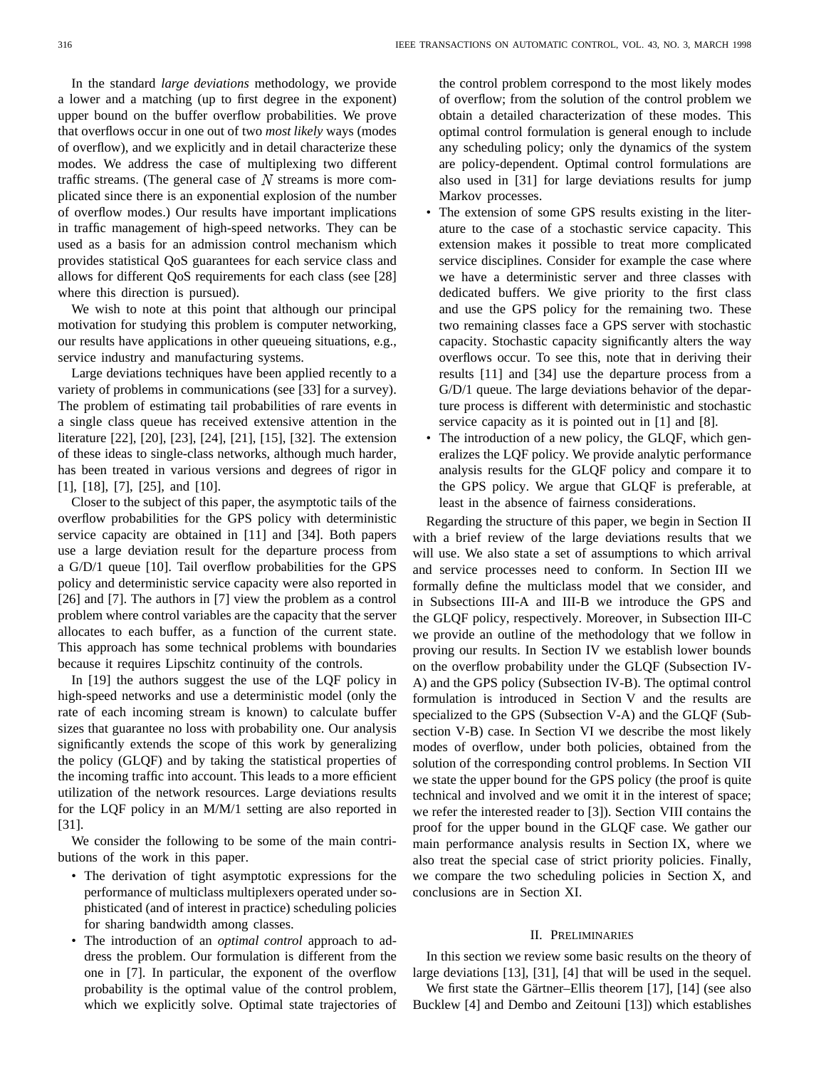In the standard *large deviations* methodology, we provide a lower and a matching (up to first degree in the exponent) upper bound on the buffer overflow probabilities. We prove that overflows occur in one out of two *most likely* ways (modes of overflow), and we explicitly and in detail characterize these modes. We address the case of multiplexing two different traffic streams. (The general case of $N$ streams is more complicated since there is an exponential explosion of the number of overflow modes.) Our results have important implications in traffic management of high-speed networks. They can be used as a basis for an admission control mechanism which provides statistical QoS guarantees for each service class and allows for different QoS requirements for each class (see [28] where this direction is pursued).

We wish to note at this point that although our principal motivation for studying this problem is computer networking, our results have applications in other queueing situations, e.g., service industry and manufacturing systems.

Large deviations techniques have been applied recently to a variety of problems in communications (see [33] for a survey). The problem of estimating tail probabilities of rare events in a single class queue has received extensive attention in the literature [22], [20], [23], [24], [21], [15], [32]. The extension of these ideas to single-class networks, although much harder, has been treated in various versions and degrees of rigor in [1], [18], [7], [25], and [10].

Closer to the subject of this paper, the asymptotic tails of the overflow probabilities for the GPS policy with deterministic service capacity are obtained in [11] and [34]. Both papers use a large deviation result for the departure process from a G/D/1 queue [10]. Tail overflow probabilities for the GPS policy and deterministic service capacity were also reported in [26] and [7]. The authors in [7] view the problem as a control problem where control variables are the capacity that the server allocates to each buffer, as a function of the current state. This approach has some technical problems with boundaries because it requires Lipschitz continuity of the controls.

In [19] the authors suggest the use of the LQF policy in high-speed networks and use a deterministic model (only the rate of each incoming stream is known) to calculate buffer sizes that guarantee no loss with probability one. Our analysis significantly extends the scope of this work by generalizing the policy (GLQF) and by taking the statistical properties of the incoming traffic into account. This leads to a more efficient utilization of the network resources. Large deviations results for the LQF policy in an M/M/1 setting are also reported in [31].

We consider the following to be some of the main contributions of the work in this paper.

- The derivation of tight asymptotic expressions for the performance of multiclass multiplexers operated under sophisticated (and of interest in practice) scheduling policies for sharing bandwidth among classes.
- The introduction of an *optimal control* approach to address the problem. Our formulation is different from the one in [7]. In particular, the exponent of the overflow probability is the optimal value of the control problem, which we explicitly solve. Optimal state trajectories of the control problem correspond to the most likely modes of overflow; from the solution of the control problem we obtain a detailed characterization of these modes. This optimal control formulation is general enough to include any scheduling policy; only the dynamics of the system are policy-dependent. Optimal control formulations are also used in [31] for large deviations results for jump Markov processes.
- The extension of some GPS results existing in the literature to the case of a stochastic service capacity. This extension makes it possible to treat more complicated service disciplines. Consider for example the case where we have a deterministic server and three classes with dedicated buffers. We give priority to the first class and use the GPS policy for the remaining two. These two remaining classes face a GPS server with stochastic capacity. Stochastic capacity significantly alters the way overflows occur. To see this, note that in deriving their results [11] and [34] use the departure process from a G/D/1 queue. The large deviations behavior of the departure process is different with deterministic and stochastic service capacity as it is pointed out in [1] and [8].
- The introduction of a new policy, the GLQF, which generalizes the LQF policy. We provide analytic performance analysis results for the GLQF policy and compare it to the GPS policy. We argue that GLQF is preferable, at least in the absence of fairness considerations.

Regarding the structure of this paper, we begin in Section II with a brief review of the large deviations results that we will use. We also state a set of assumptions to which arrival and service processes need to conform. In Section III we formally define the multiclass model that we consider, and in Subsections III-A and III-B we introduce the GPS and the GLQF policy, respectively. Moreover, in Subsection III-C we provide an outline of the methodology that we follow in proving our results. In Section IV we establish lower bounds on the overflow probability under the GLQF (Subsection IV-A) and the GPS policy (Subsection IV-B). The optimal control formulation is introduced in Section V and the results are specialized to the GPS (Subsection V-A) and the GLQF (Subsection V-B) case. In Section VI we describe the most likely modes of overflow, under both policies, obtained from the solution of the corresponding control problems. In Section VII we state the upper bound for the GPS policy (the proof is quite technical and involved and we omit it in the interest of space; we refer the interested reader to [3]). Section VIII contains the proof for the upper bound in the GLQF case. We gather our main performance analysis results in Section IX, where we also treat the special case of strict priority policies. Finally, we compare the two scheduling policies in Section X, and conclusions are in Section XI.

## II. Preliminaries

In this section we review some basic results on the theory of large deviations [13], [31], [4] that will be used in the sequel.

We first state the Gärtner–Ellis theorem [17], [14] (see also Bucklew [4] and Dembo and Zeitouni [13]) which establishes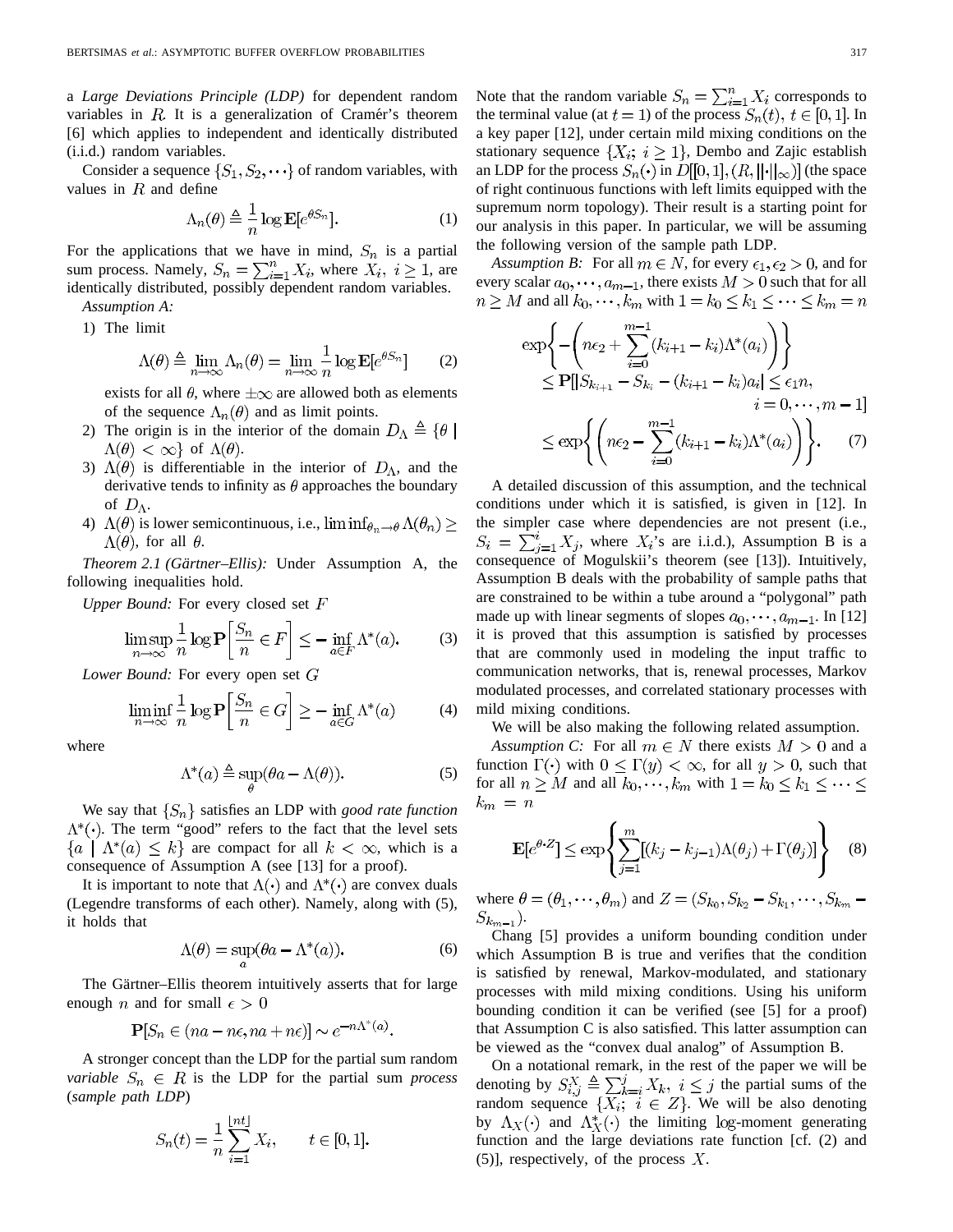a *Large Deviations Principle (LDP)* for dependent random variables in $R$. It is a generalization of Cramér's theorem [6] which applies to independent and identically distributed (i.i.d.) random variables.

Consider a sequence $\{S_1, S_2, \cdots\}$ of random variables, with values in $R$ and define

$$\Lambda_n(\theta) \triangleq \frac{1}{n} \log \mathbf{E}[e^{\theta S_n}]. \tag{1}$$

For the applications that we have in mind, $S_n$ is a partial sum process. Namely, $S_n = \sum_{i=1}^n X_i$, where $X_i$, $i \geq 1$, are identically distributed, possibly dependent random variables.

*Assumption A:*

1) The limit

$$\Lambda(\theta) \triangleq \lim_{n\to\infty} \Lambda_n(\theta) = \lim_{n\to\infty} \frac{1}{n} \log \mathbf{E}[e^{\theta S_n}] \tag{2}$$

exists for all $\theta$, where $\pm\infty$ are allowed both as elements of the sequence $\Lambda_n(\theta)$ and as limit points.

2) The origin is in the interior of the domain $D_\Lambda \triangleq \{\theta \mid \Lambda(\theta) < \infty\}$ of $\Lambda(\theta)$.

3) $\Lambda(\theta)$ is differentiable in the interior of $D_\Lambda$, and the derivative tends to infinity as $\theta$ approaches the boundary of $D_\Lambda$.

4) $\Lambda(\theta)$ is lower semicontinuous, i.e., $\liminf_{\theta_n \to \theta} \Lambda(\theta_n) \geq \Lambda(\theta)$, for all $\theta$.

*Theorem 2.1 (Gärtner–Ellis):* Under Assumption A, the following inequalities hold.

*Upper Bound:* For every closed set $F$

$$\limsup_{n\to\infty} \frac{1}{n} \log \mathbf{P}\left[\frac{S_n}{n} \in F\right] \leq -\inf_{a\in F} \Lambda^*(a). \tag{3}$$

*Lower Bound:* For every open set $G$

$$\liminf_{n\to\infty} \frac{1}{n} \log \mathbf{P}\left[\frac{S_n}{n} \in G\right] \geq -\inf_{a\in G} \Lambda^*(a) \tag{4}$$

where

$$\Lambda^*(a) \triangleq \sup_\theta(\theta a - \Lambda(\theta)). \tag{5}$$

We say that $\{S_n\}$ satisfies an LDP with *good rate function* $\Lambda^*(\cdot)$. The term "good" refers to the fact that the level sets $\{a \mid \Lambda^*(a) \leq k\}$ are compact for all $k < \infty$, which is a consequence of Assumption A (see [13] for a proof).

It is important to note that $\Lambda(\cdot)$ and $\Lambda^*(\cdot)$ are convex duals (Legendre transforms of each other). Namely, along with (5), it holds that

$$\Lambda(\theta) = \sup_a(\theta a - \Lambda^*(a)). \tag{6}$$

The Gärtner–Ellis theorem intuitively asserts that for large enough $n$ and for small $\epsilon > 0$

$$\mathbf{P}[S_n \in (na - n\epsilon, na + n\epsilon)] \sim e^{-n\Lambda^*(a)}.$$

A stronger concept than the LDP for the partial sum random *variable* $S_n \in R$ is the LDP for the partial sum *process* (*sample path LDP*)

$$S_n(t) = \frac{1}{n}\sum_{i=1}^{\lfloor nt \rfloor} X_i, \qquad t \in [0, 1].$$

Note that the random variable $S_n = \sum_{i=1}^n X_i$ corresponds to the terminal value (at $t = 1$) of the process $S_n(t)$, $t \in [0, 1]$. In a key paper [12], under certain mild mixing conditions on the stationary sequence $\{X_i;\ i \geq 1\}$, Dembo and Zajic establish an LDP for the process $S_n(\cdot)$ in $D[[0, 1], (R, \|\cdot\|_\infty)]$ (the space of right continuous functions with left limits equipped with the supremum norm topology). Their result is a starting point for our analysis in this paper. In particular, we will be assuming the following version of the sample path LDP.

*Assumption B:* For all $m \in N$, for every $\epsilon_1, \epsilon_2 > 0$, and for every scalar $a_0, \cdots, a_{m-1}$, there exists $M > 0$ such that for all $n \geq M$ and all $k_0, \cdots, k_m$ with $1 = k_0 \leq k_1 \leq \cdots \leq k_m = n$

$$\begin{aligned} &\exp\left\{-\left(n\epsilon_2 + \sum_{i=0}^{m-1}(k_{i+1} - k_i)\Lambda^*(a_i)\right)\right\} \\ &\quad \leq \mathbf{P}[|S_{k_{i+1}} - S_{k_i} - (k_{i+1} - k_i)a_i| \leq \epsilon_1 n, \\ &\qquad\qquad\qquad\qquad i = 0, \cdots, m-1] \\ &\quad \leq \exp\left\{\left(n\epsilon_2 - \sum_{i=0}^{m-1}(k_{i+1} - k_i)\Lambda^*(a_i)\right)\right\}. \end{aligned} \tag{7}$$

A detailed discussion of this assumption, and the technical conditions under which it is satisfied, is given in [12]. In the simpler case where dependencies are not present (i.e., $S_i = \sum_{j=1}^i X_j$, where $X_i$'s are i.i.d.), Assumption B is a consequence of Mogulskii's theorem (see [13]). Intuitively, Assumption B deals with the probability of sample paths that are constrained to be within a tube around a "polygonal" path made up with linear segments of slopes $a_0, \cdots, a_{m-1}$. In [12] it is proved that this assumption is satisfied by processes that are commonly used in modeling the input traffic to communication networks, that is, renewal processes, Markov modulated processes, and correlated stationary processes with mild mixing conditions.

We will be also making the following related assumption.

*Assumption C:* For all $m \in N$ there exists $M > 0$ and a function $\Gamma(\cdot)$ with $0 \leq \Gamma(y) < \infty$, for all $y > 0$, such that for all $n \geq M$ and all $k_0, \cdots, k_m$ with $1 = k_0 \leq k_1 \leq \cdots \leq k_m = n$

$$\mathbf{E}[e^{\theta \cdot Z}] \leq \exp\left\{\sum_{j=1}^m [(k_j - k_{j-1})\Lambda(\theta_j) + \Gamma(\theta_j)]\right\} \tag{8}$$

where $\theta = (\theta_1, \cdots, \theta_m)$ and $Z = (S_{k_0}, S_{k_2} - S_{k_1}, \cdots, S_{k_m} - S_{k_{m-1}})$.

Chang [5] provides a uniform bounding condition under which Assumption B is true and verifies that the condition is satisfied by renewal, Markov-modulated, and stationary processes with mild mixing conditions. Using his uniform bounding condition it can be verified (see [5] for a proof) that Assumption C is also satisfied. This latter assumption can be viewed as the "convex dual analog" of Assumption B.

On a notational remark, in the rest of the paper we will be denoting by $S_{i,j}^X \triangleq \sum_{k=i}^j X_k$, $i \leq j$ the partial sums of the random sequence $\{X_i;\ i \in Z\}$. We will be also denoting by $\Lambda_X(\cdot)$ and $\Lambda_X^*(\cdot)$ the limiting log-moment generating function and the large deviations rate function [cf. (2) and (5)], respectively, of the process $X$.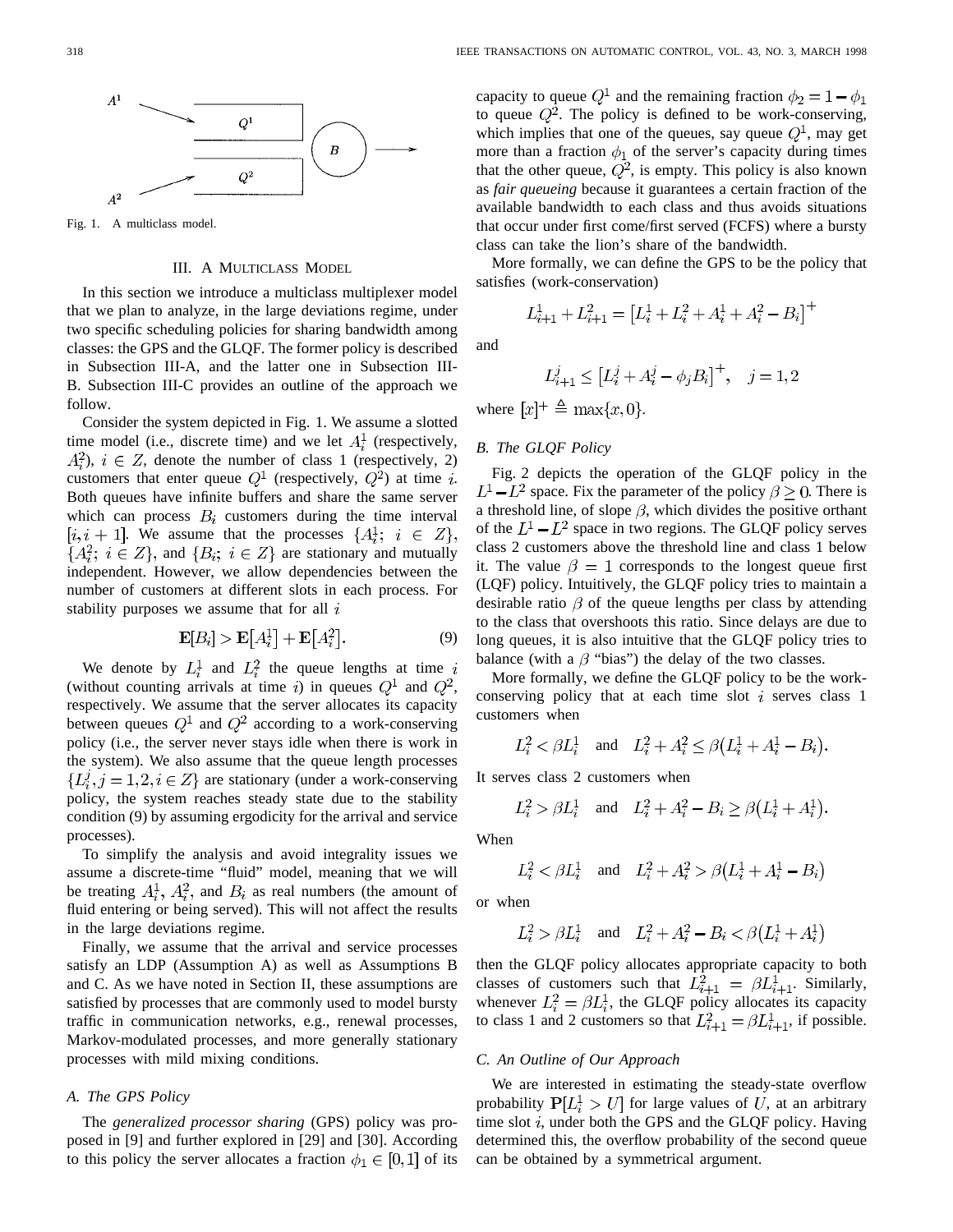Fig. 1. A multiclass model.

## III. A Multiclass Model

In this section we introduce a multiclass multiplexer model that we plan to analyze, in the large deviations regime, under two specific scheduling policies for sharing bandwidth among classes: the GPS and the GLQF. The former policy is described in Subsection III-A, and the latter one in Subsection III-B. Subsection III-C provides an outline of the approach we follow.

Consider the system depicted in Fig. 1. We assume a slotted time model (i.e., discrete time) and we let $A_i^1$ (respectively, $A_i^2$), $i \in Z$, denote the number of class 1 (respectively, 2) customers that enter queue $Q^1$ (respectively, $Q^2$) at time $i$. Both queues have infinite buffers and share the same server which can process $B_i$ customers during the time interval $[i, i+1]$. We assume that the processes $\{A_i^1;\ i \in Z\}$, $\{A_i^2;\ i \in Z\}$, and $\{B_i;\ i \in Z\}$ are stationary and mutually independent. However, we allow dependencies between the number of customers at different slots in each process. For stability purposes we assume that for all $i$

$$\mathbf{E}[B_i] > \mathbf{E}\big[A_i^1\big] + \mathbf{E}\big[A_i^2\big]. \tag{9}$$

We denote by $L_i^1$ and $L_i^2$ the queue lengths at time $i$ (without counting arrivals at time $i$) in queues $Q^1$ and $Q^2$, respectively. We assume that the server allocates its capacity between queues $Q^1$ and $Q^2$ according to a work-conserving policy (i.e., the server never stays idle when there is work in the system). We also assume that the queue length processes $\{L_i^j, j = 1, 2, i \in Z\}$ are stationary (under a work-conserving policy, the system reaches steady state due to the stability condition (9) by assuming ergodicity for the arrival and service processes).

To simplify the analysis and avoid integrality issues we assume a discrete-time "fluid" model, meaning that we will be treating $A_i^1$, $A_i^2$, and $B_i$ as real numbers (the amount of fluid entering or being served). This will not affect the results in the large deviations regime.

Finally, we assume that the arrival and service processes satisfy an LDP (Assumption A) as well as Assumptions B and C. As we have noted in Section II, these assumptions are satisfied by processes that are commonly used to model bursty traffic in communication networks, e.g., renewal processes, Markov-modulated processes, and more generally stationary processes with mild mixing conditions.

### A. The GPS Policy

The *generalized processor sharing* (GPS) policy was proposed in [9] and further explored in [29] and [30]. According to this policy the server allocates a fraction $\phi_1 \in [0, 1]$ of its capacity to queue $Q^1$ and the remaining fraction $\phi_2 = 1 - \phi_1$ to queue $Q^2$. The policy is defined to be work-conserving, which implies that one of the queues, say queue $Q^1$, may get more than a fraction $\phi_1$ of the server's capacity during times that the other queue, $Q^2$, is empty. This policy is also known as *fair queueing* because it guarantees a certain fraction of the available bandwidth to each class and thus avoids situations that occur under first come/first served (FCFS) where a bursty class can take the lion's share of the bandwidth.

More formally, we can define the GPS to be the policy that satisfies (work-conservation)

$$L_{i+1}^1 + L_{i+1}^2 = \big[L_i^1 + L_i^2 + A_i^1 + A_i^2 - B_i\big]^+$$

and

$$L_{i+1}^j \le \big[L_i^j + A_i^j - \phi_j B_i\big]^+, \quad j = 1, 2$$

where $[x]^+ \triangleq \max\{x, 0\}$.

### B. The GLQF Policy

Fig. 2 depicts the operation of the GLQF policy in the $L^1 - L^2$ space. Fix the parameter of the policy $\beta \ge 0$. There is a threshold line, of slope $\beta$, which divides the positive orthant of the $L^1 - L^2$ space in two regions. The GLQF policy serves class 2 customers above the threshold line and class 1 below it. The value $\beta = 1$ corresponds to the longest queue first (LQF) policy. Intuitively, the GLQF policy tries to maintain a desirable ratio $\beta$ of the queue lengths per class by attending to the class that overshoots this ratio. Since delays are due to long queues, it is also intuitive that the GLQF policy tries to balance (with a $\beta$ "bias") the delay of the two classes.

More formally, we define the GLQF policy to be the work-conserving policy that at each time slot $i$ serves class 1 customers when

$$L_i^2 < \beta L_i^1 \quad \text{and} \quad L_i^2 + A_i^2 \le \beta\big(L_i^1 + A_i^1 - B_i\big).$$

It serves class 2 customers when

$$L_i^2 > \beta L_i^1 \quad \text{and} \quad L_i^2 + A_i^2 - B_i \ge \beta\big(L_i^1 + A_i^1\big).$$

When

$$L_i^2 < \beta L_i^1 \quad \text{and} \quad L_i^2 + A_i^2 > \beta\big(L_i^1 + A_i^1 - B_i\big)$$

or when

$$L_i^2 > \beta L_i^1 \quad \text{and} \quad L_i^2 + A_i^2 - B_i < \beta\big(L_i^1 + A_i^1\big)$$

then the GLQF policy allocates appropriate capacity to both classes of customers such that $L_{i+1}^2 = \beta L_{i+1}^1$. Similarly, whenever $L_i^2 = \beta L_i^1$, the GLQF policy allocates its capacity to class 1 and 2 customers so that $L_{i+1}^2 = \beta L_{i+1}^1$, if possible.

### C. An Outline of Our Approach

We are interested in estimating the steady-state overflow probability $\mathbf{P}[L_i^1 > U]$ for large values of $U$, at an arbitrary time slot $i$, under both the GPS and the GLQF policy. Having determined this, the overflow probability of the second queue can be obtained by a symmetrical argument.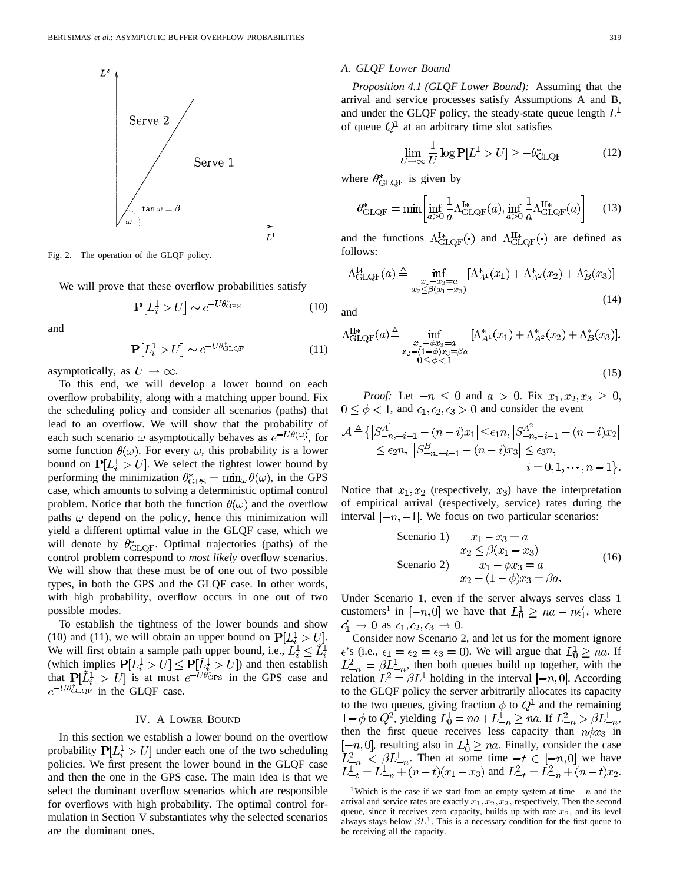Fig. 2. The operation of the GLQF policy.

We will prove that these overflow probabilities satisfy

$$\mathbf{P}\left[L_i^1 > U\right] \sim e^{-U\theta_{\text{GPS}}^*} \tag{10}$$

and

$$\mathbf{P}\left[L_i^1 > U\right] \sim e^{-U\theta_{\text{GLQF}}^*} \tag{11}$$

asymptotically, as $U \to \infty$.

To this end, we will develop a lower bound on each overflow probability, along with a matching upper bound. Fix the scheduling policy and consider all scenarios (paths) that lead to an overflow. We will show that the probability of each such scenario $\omega$ asymptotically behaves as $e^{-U\theta(\omega)}$, for some function $\theta(\omega)$. For every $\omega$, this probability is a lower bound on $\mathbf{P}[L_i^1 > U]$. We select the tightest lower bound by performing the minimization $\theta_{\text{GPS}}^* = \min_\omega \theta(\omega)$, in the GPS case, which amounts to solving a deterministic optimal control problem. Notice that both the function $\theta(\omega)$ and the overflow paths $\omega$ depend on the policy, hence this minimization will yield a different optimal value in the GLQF case, which we will denote by $\theta_{\text{GLQF}}^*$. Optimal trajectories (paths) of the control problem correspond to *most likely* overflow scenarios. We will show that these must be of one out of two possible types, in both the GPS and the GLQF case. In other words, with high probability, overflow occurs in one out of two possible modes.

To establish the tightness of the lower bounds and show (10) and (11), we will obtain an upper bound on $\mathbf{P}[L_i^1 > U]$. We will first obtain a sample path upper bound, i.e., $L_i^1 \le \tilde{L}_i^1$ (which implies $\mathbf{P}[L_i^1 > U] \le \mathbf{P}[\tilde{L}_i^1 > U]$) and then establish that $\mathbf{P}[\tilde{L}_i^1 > U]$ is at most $e^{-U\theta_{\text{GPS}}^*}$ in the GPS case and $e^{-U\theta_{\text{GLQF}}^*}$ in the GLQF case.

## IV. A Lower Bound

In this section we establish a lower bound on the overflow probability $\mathbf{P}[L_i^1 > U]$ under each one of the two scheduling policies. We first present the lower bound in the GLQF case and then the one in the GPS case. The main idea is that we select the dominant overflow scenarios which are responsible for overflows with high probability. The optimal control formulation in Section V substantiates why the selected scenarios are the dominant ones.

### A. GLQF Lower Bound

*Proposition 4.1 (GLQF Lower Bound):* Assuming that the arrival and service processes satisfy Assumptions A and B, and under the GLQF policy, the steady-state queue length $L^1$ of queue $Q^1$ at an arbitrary time slot satisfies

$$\lim_{U\to\infty} \frac{1}{U} \log \mathbf{P}[L^1 > U] \ge -\theta_{\text{GLQF}}^* \tag{12}$$

where $\theta_{\text{GLQF}}^*$ is given by

$$\theta_{\text{GLQF}}^* = \min\left[\inf_{a>0} \frac{1}{a}\Lambda_{\text{GLQF}}^{\text{I}*}(a), \inf_{a>0} \frac{1}{a}\Lambda_{\text{GLQF}}^{\text{II}*}(a)\right] \tag{13}$$

and the functions $\Lambda_{\text{GLQF}}^{\text{I}*}(\cdot)$ and $\Lambda_{\text{GLQF}}^{\text{II}*}(\cdot)$ are defined as follows:

$$\Lambda_{\text{GLQF}}^{\text{I}*}(a) \triangleq \inf_{\substack{x_1 - x_3 = a \\ x_2 \le \beta(x_1 - x_3)}} \left[\Lambda_{A^1}^*(x_1) + \Lambda_{A^2}^*(x_2) + \Lambda_B^*(x_3)\right] \tag{14}$$

and

$$\Lambda_{\text{GLQF}}^{\text{II}*}(a) \triangleq \inf_{\substack{x_1 - \phi x_3 = a \\ x_2 - (1-\phi)x_3 = \beta a \\ 0 \le \phi < 1}} \left[\Lambda_{A^1}^*(x_1) + \Lambda_{A^2}^*(x_2) + \Lambda_B^*(x_3)\right]. \tag{15}$$

*Proof:* Let $-n \le 0$ and $a > 0$. Fix $x_1, x_2, x_3 \ge 0$, $0 \le \phi < 1$, and $\epsilon_1, \epsilon_2, \epsilon_3 > 0$ and consider the event

$$\mathcal{A} \triangleq \{|S_{-n,-i-1}^{A^1} - (n-i)x_1| \le \epsilon_1 n, |S_{-n,-i-1}^{A^2} - (n-i)x_2| \le \epsilon_2 n, |S_{-n,-i-1}^{B} - (n-i)x_3| \le \epsilon_3 n, i = 0, 1, \cdots, n-1\}.$$

Notice that $x_1, x_2$ (respectively, $x_3$) have the interpretation of empirical arrival (respectively, service) rates during the interval $[-n, -1]$. We focus on two particular scenarios:

$$\begin{aligned} &\text{Scenario 1)} \quad x_1 - x_3 = a \\ &\qquad\qquad\quad\;\; x_2 \le \beta(x_1 - x_3) \\ &\text{Scenario 2)} \quad x_1 - \phi x_3 = a \\ &\qquad\qquad\quad\;\; x_2 - (1-\phi)x_3 = \beta a. \end{aligned} \tag{16}$$

Under Scenario 1, even if the server always serves class 1 customers[1] in $[-n, 0]$ we have that $L_0^1 \ge na - n\epsilon_1'$, where $\epsilon_1' \to 0$ as $\epsilon_1, \epsilon_2, \epsilon_3 \to 0$.

Consider now Scenario 2, and let us for the moment ignore $\epsilon$'s (i.e., $\epsilon_1 = \epsilon_2 = \epsilon_3 = 0$). We will argue that $L_0^1 \ge na$. If $L_{-n}^2 = \beta L_{-n}^1$, then both queues build up together, with the relation $L^2 = \beta L^1$ holding in the interval $[-n, 0]$. According to the GLQF policy the server arbitrarily allocates its capacity to the two queues, giving fraction $\phi$ to $Q^1$ and the remaining $1-\phi$ to $Q^2$, yielding $L_0^1 = na + L_{-n}^1 \ge na$. If $L_{-n}^2 > \beta L_{-n}^1$, then the first queue receives less capacity than $n\phi x_3$ in $[-n, 0]$, resulting also in $L_0^1 \ge na$. Finally, consider the case $L_{-n}^2 < \beta L_{-n}^1$. Then at some time $-t \in [-n, 0]$ we have $L_{-t}^1 = L_{-n}^1 + (n-t)(x_1 - x_3)$ and $L_{-t}^2 = L_{-n}^2 + (n-t)x_2$.

[1] Which is the case if we start from an empty system at time $-n$ and the arrival and service rates are exactly $x_1, x_2, x_3$, respectively. Then the second queue, since it receives zero capacity, builds up with rate $x_2$, and its level always stays below $\beta L^1$. This is a necessary condition for the first queue to be receiving all the capacity.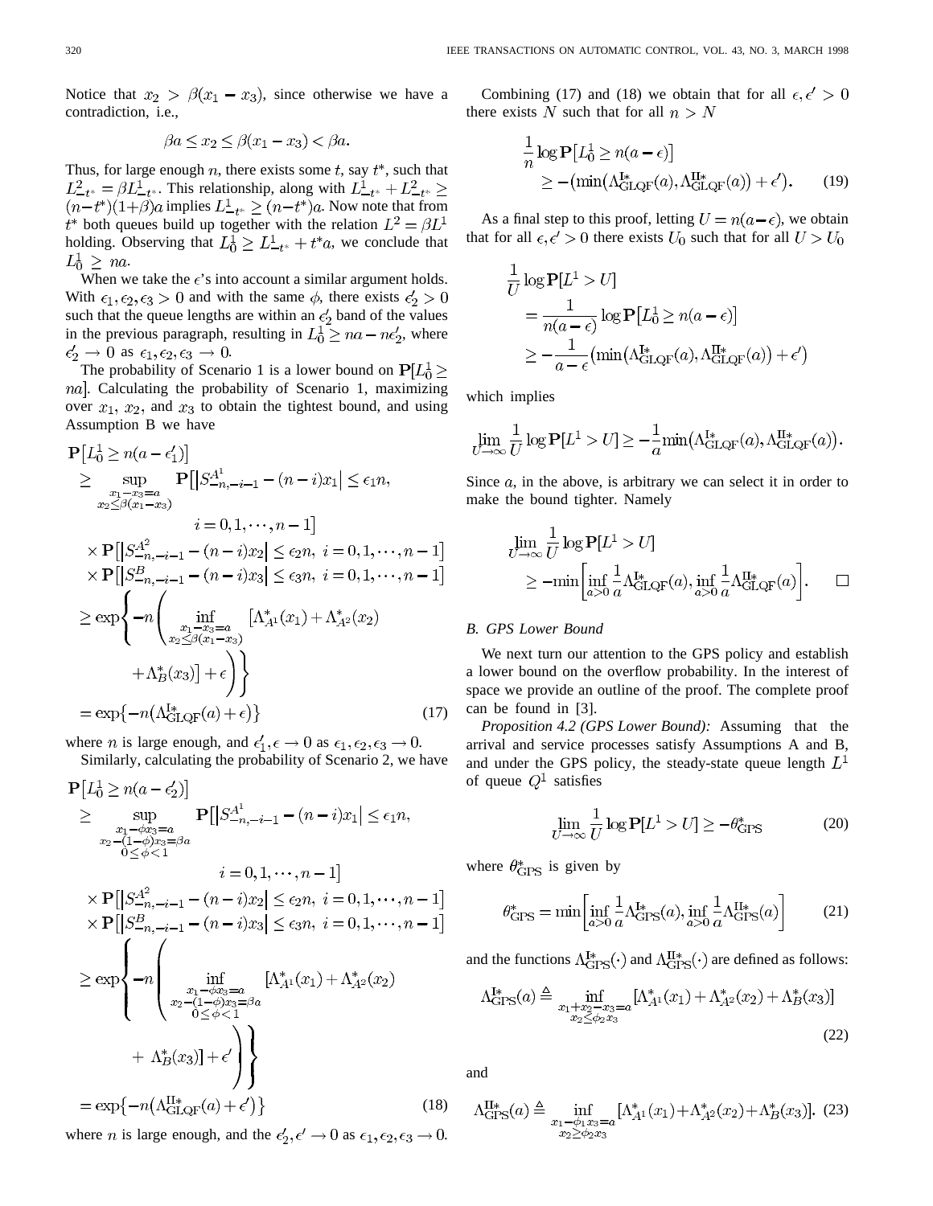Notice that $x_2 > \beta(x_1 - x_3)$, since otherwise we have a contradiction, i.e.,

$$\beta a \le x_2 \le \beta(x_1 - x_3) < \beta a.$$

Thus, for large enough $n$, there exists some $t$, say $t^*$, such that $L^2_{-t^*} = \beta L^1_{-t^*}$. This relationship, along with $L^1_{-t^*} + L^2_{-t^*} \ge (n-t^*)(1+\beta)a$ implies $L^1_{-t^*} \ge (n-t^*)a$. Now note that from $t^*$ both queues build up together with the relation $L^2 = \beta L^1$ holding. Observing that $L^1_0 \ge L^1_{-t^*} + t^* a$, we conclude that $L^1_0 \ge na$.

When we take the $\epsilon$'s into account a similar argument holds. With $\epsilon_1, \epsilon_2, \epsilon_3 > 0$ and with the same $\phi$, there exists $\epsilon'_2 > 0$ such that the queue lengths are within an $\epsilon'_2$ band of the values in the previous paragraph, resulting in $L^1_0 \ge na - n\epsilon'_2$, where $\epsilon'_2 \to 0$ as $\epsilon_1, \epsilon_2, \epsilon_3 \to 0$.

The probability of Scenario 1 is a lower bound on $\mathbf{P}[L^1_0 \ge na]$. Calculating the probability of Scenario 1, maximizing over $x_1$, $x_2$, and $x_3$ to obtain the tightest bound, and using Assumption B we have

$$\begin{aligned}
\mathbf{P}\big[L^1_0 \ge n(a - \epsilon'_1)\big] &\ge \sup_{\substack{x_1 - x_3 = a \\ x_2 \le \beta(x_1 - x_3)}} \mathbf{P}\big[\big|S^{A^1}_{-n,-i-1} - (n-i)x_1\big| \le \epsilon_1 n,\\
&\qquad\qquad i = 0, 1, \cdots, n-1\big]\\
&\quad \times \mathbf{P}\big[\big|S^{A^2}_{-n,-i-1} - (n-i)x_2\big| \le \epsilon_2 n,\ i = 0, 1, \cdots, n-1\big]\\
&\quad \times \mathbf{P}\big[\big|S^{B}_{-n,-i-1} - (n-i)x_3\big| \le \epsilon_3 n,\ i = 0, 1, \cdots, n-1\big]\\
&\ge \exp\left\{-n\left(\inf_{\substack{x_1 - x_3 = a \\ x_2 \le \beta(x_1 - x_3)}} \big[\Lambda^*_{A^1}(x_1) + \Lambda^*_{A^2}(x_2) + \Lambda^*_B(x_3)\big] + \epsilon\right)\right\}\\
&= \exp\{-n(\Lambda^{\mathrm{I}*}_{\mathrm{GLQF}}(a) + \epsilon)\}
\end{aligned} \tag{17}$$

where $n$ is large enough, and $\epsilon'_1, \epsilon \to 0$ as $\epsilon_1, \epsilon_2, \epsilon_3 \to 0$.

Similarly, calculating the probability of Scenario 2, we have

$$\begin{aligned}
\mathbf{P}\big[L^1_0 \ge n(a - \epsilon'_2)\big] &\ge \sup_{\substack{x_1 - \phi x_3 = a \\ x_2 - (1-\phi)x_3 = \beta a \\ 0 \le \phi < 1}} \mathbf{P}\big[\big|S^{A^1}_{-n,-i-1} - (n-i)x_1\big| \le \epsilon_1 n,\\
&\qquad\qquad i = 0, 1, \cdots, n-1\big]\\
&\quad \times \mathbf{P}\big[\big|S^{A^2}_{-n,-i-1} - (n-i)x_2\big| \le \epsilon_2 n,\ i = 0, 1, \cdots, n-1\big]\\
&\quad \times \mathbf{P}\big[\big|S^{B}_{-n,-i-1} - (n-i)x_3\big| \le \epsilon_3 n,\ i = 0, 1, \cdots, n-1\big]\\
&\ge \exp\left\{-n\left(\inf_{\substack{x_1 - \phi x_3 = a \\ x_2 - (1-\phi)x_3 = \beta a \\ 0 \le \phi < 1}} \big[\Lambda^*_{A^1}(x_1) + \Lambda^*_{A^2}(x_2) + \Lambda^*_B(x_3)\big] + \epsilon'\right)\right\}\\
&= \exp\{-n(\Lambda^{\mathrm{II}*}_{\mathrm{GLQF}}(a) + \epsilon')\}
\end{aligned} \tag{18}$$

where $n$ is large enough, and the $\epsilon'_2, \epsilon' \to 0$ as $\epsilon_1, \epsilon_2, \epsilon_3 \to 0$.

Combining (17) and (18) we obtain that for all $\epsilon, \epsilon' > 0$ there exists $N$ such that for all $n > N$

$$\frac{1}{n}\log \mathbf{P}\big[L^1_0 \ge n(a-\epsilon)\big] \ge -\big(\min(\Lambda^{\mathrm{I}*}_{\mathrm{GLQF}}(a), \Lambda^{\mathrm{II}*}_{\mathrm{GLQF}}(a)) + \epsilon'\big). \tag{19}$$

As a final step to this proof, letting $U = n(a - \epsilon)$, we obtain that for all $\epsilon, \epsilon' > 0$ there exists $U_0$ such that for all $U > U_0$

$$\begin{aligned}
\frac{1}{U}\log \mathbf{P}[L^1 > U] &= \frac{1}{n(a-\epsilon)}\log \mathbf{P}\big[L^1_0 \ge n(a-\epsilon)\big]\\
&\ge -\frac{1}{a-\epsilon}\big(\min(\Lambda^{\mathrm{I}*}_{\mathrm{GLQF}}(a), \Lambda^{\mathrm{II}*}_{\mathrm{GLQF}}(a)) + \epsilon'\big)
\end{aligned}$$

which implies

$$\varliminf_{U\to\infty} \frac{1}{U}\log \mathbf{P}[L^1 > U] \ge -\frac{1}{a}\min\big(\Lambda^{\mathrm{I}*}_{\mathrm{GLQF}}(a), \Lambda^{\mathrm{II}*}_{\mathrm{GLQF}}(a)\big).$$

Since $a$, in the above, is arbitrary we can select it in order to make the bound tighter. Namely

$$\varliminf_{U\to\infty} \frac{1}{U}\log \mathbf{P}[L^1 > U] \ge -\min\left[\inf_{a>0}\frac{1}{a}\Lambda^{\mathrm{I}*}_{\mathrm{GLQF}}(a), \inf_{a>0}\frac{1}{a}\Lambda^{\mathrm{II}*}_{\mathrm{GLQF}}(a)\right]. \qquad \square$$

### *B. GPS Lower Bound*

We next turn our attention to the GPS policy and establish a lower bound on the overflow probability. In the interest of space we provide an outline of the proof. The complete proof can be found in [3].

*Proposition 4.2 (GPS Lower Bound):* Assuming that the arrival and service processes satisfy Assumptions A and B, and under the GPS policy, the steady-state queue length $L^1$ of queue $Q^1$ satisfies

$$\varliminf_{U\to\infty} \frac{1}{U}\log \mathbf{P}[L^1 > U] \ge -\theta^*_{\mathrm{GPS}} \tag{20}$$

where $\theta^*_{\mathrm{GPS}}$ is given by

$$\theta^*_{\mathrm{GPS}} = \min\left[\inf_{a>0}\frac{1}{a}\Lambda^{\mathrm{I}*}_{\mathrm{GPS}}(a), \inf_{a>0}\frac{1}{a}\Lambda^{\mathrm{II}*}_{\mathrm{GPS}}(a)\right] \tag{21}$$

and the functions $\Lambda^{\mathrm{I}*}_{\mathrm{GPS}}(\cdot)$ and $\Lambda^{\mathrm{II}*}_{\mathrm{GPS}}(\cdot)$ are defined as follows:

$$\Lambda^{\mathrm{I}*}_{\mathrm{GPS}}(a) \triangleq \inf_{\substack{x_1 + x_2 - x_3 = a \\ x_2 \le \phi_2 x_3}} \big[\Lambda^*_{A^1}(x_1) + \Lambda^*_{A^2}(x_2) + \Lambda^*_B(x_3)\big] \tag{22}$$

and

$$\Lambda^{\mathrm{II}*}_{\mathrm{GPS}}(a) \triangleq \inf_{\substack{x_1 - \phi_1 x_3 = a \\ x_2 \ge \phi_2 x_3}} \big[\Lambda^*_{A^1}(x_1) + \Lambda^*_{A^2}(x_2) + \Lambda^*_B(x_3)\big]. \tag{23}$$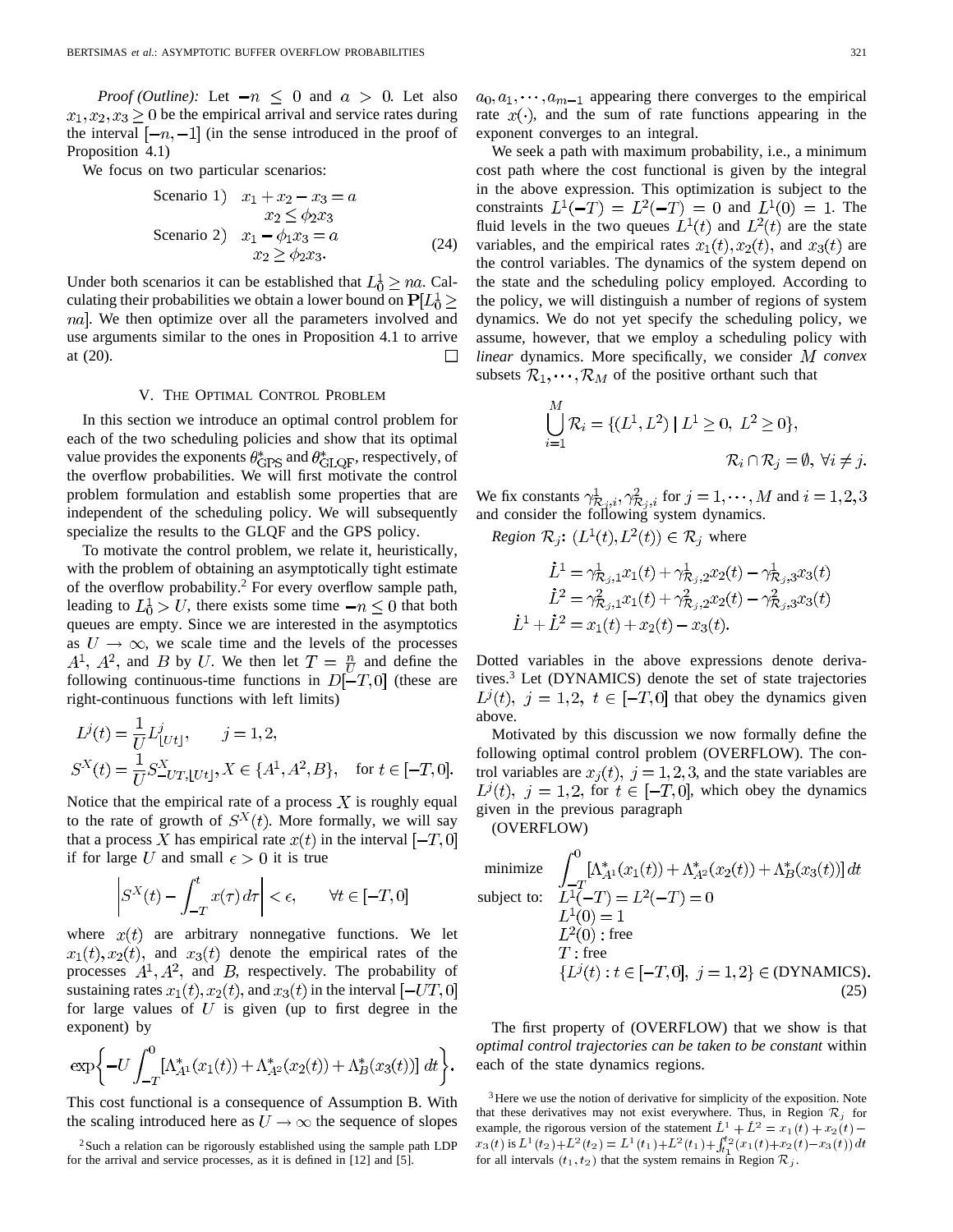*Proof (Outline):* Let $-n \leq 0$ and $a > 0$. Let also $x_1, x_2, x_3 \geq 0$ be the empirical arrival and service rates during the interval $[-n, -1]$ (in the sense introduced in the proof of Proposition 4.1)

We focus on two particular scenarios:

$$
\begin{aligned}
\text{Scenario 1)} \quad & x_1 + x_2 - x_3 = a \\
& x_2 \leq \phi_2 x_3 \\
\text{Scenario 2)} \quad & x_1 - \phi_1 x_3 = a \\
& x_2 \geq \phi_2 x_3.
\end{aligned}
\tag{24}
$$

Under both scenarios it can be established that $L_0^1 \geq na$. Calculating their probabilities we obtain a lower bound on $\mathbf{P}[L_0^1 \geq na]$. We then optimize over all the parameters involved and use arguments similar to the ones in Proposition 4.1 to arrive at (20). □

## V. The Optimal Control Problem

In this section we introduce an optimal control problem for each of the two scheduling policies and show that its optimal value provides the exponents $\theta^*_{\text{GPS}}$ and $\theta^*_{\text{GLQF}}$, respectively, of the overflow probabilities. We will first motivate the control problem formulation and establish some properties that are independent of the scheduling policy. We will subsequently specialize the results to the GLQF and the GPS policy.

To motivate the control problem, we relate it, heuristically, with the problem of obtaining an asymptotically tight estimate of the overflow probability.[2] For every overflow sample path, leading to $L_0^1 > U$, there exists some time $-n \leq 0$ that both queues are empty. Since we are interested in the asymptotics as $U \to \infty$, we scale time and the levels of the processes $A^1$, $A^2$, and $B$ by $U$. We then let $T = \frac{n}{U}$ and define the following continuous-time functions in $D[-T, 0]$ (these are right-continuous functions with left limits)

$$
\begin{aligned}
L^j(t) &= \frac{1}{U} L^j_{\lfloor Ut \rfloor}, \qquad j = 1, 2, \\
S^X(t) &= \frac{1}{U} S^X_{-UT, \lfloor Ut \rfloor}, X \in \{A^1, A^2, B\}, \quad \text{for } t \in [-T, 0].
\end{aligned}
$$

Notice that the empirical rate of a process $X$ is roughly equal to the rate of growth of $S^X(t)$. More formally, we will say that a process $X$ has empirical rate $x(t)$ in the interval $[-T, 0]$ if for large $U$ and small $\epsilon > 0$ it is true

$$
\left| S^X(t) - \int_{-T}^{t} x(\tau)\, d\tau \right| < \epsilon, \qquad \forall t \in [-T, 0]
$$

where $x(t)$ are arbitrary nonnegative functions. We let $x_1(t), x_2(t)$, and $x_3(t)$ denote the empirical rates of the processes $A^1, A^2$, and $B$, respectively. The probability of sustaining rates $x_1(t), x_2(t)$, and $x_3(t)$ in the interval $[-UT, 0]$ for large values of $U$ is given (up to first degree in the exponent) by

$$
\exp\left\{ -U \int_{-T}^{0} [\Lambda^*_{A^1}(x_1(t)) + \Lambda^*_{A^2}(x_2(t)) + \Lambda^*_{B}(x_3(t))]\, dt \right\}.
$$

This cost functional is a consequence of Assumption B. With the scaling introduced here as $U \to \infty$ the sequence of slopes $a_0, a_1, \cdots, a_{m-1}$ appearing there converges to the empirical rate $x(\cdot)$, and the sum of rate functions appearing in the exponent converges to an integral.

We seek a path with maximum probability, i.e., a minimum cost path where the cost functional is given by the integral in the above expression. This optimization is subject to the constraints $L^1(-T) = L^2(-T) = 0$ and $L^1(0) = 1$. The fluid levels in the two queues $L^1(t)$ and $L^2(t)$ are the state variables, and the empirical rates $x_1(t), x_2(t)$, and $x_3(t)$ are the control variables. The dynamics of the system depend on the state and the scheduling policy employed. According to the policy, we will distinguish a number of regions of system dynamics. We do not yet specify the scheduling policy, we assume, however, that we employ a scheduling policy with *linear* dynamics. More specifically, we consider $M$ *convex* subsets $\mathcal{R}_1, \cdots, \mathcal{R}_M$ of the positive orthant such that

$$
\bigcup_{i=1}^{M} \mathcal{R}_i = \{(L^1, L^2) \mid L^1 \geq 0,\ L^2 \geq 0\},
$$
$$
\mathcal{R}_i \cap \mathcal{R}_j = \emptyset,\ \forall i \neq j.
$$

We fix constants $\gamma^1_{\mathcal{R}_j,i}, \gamma^2_{\mathcal{R}_j,i}$ for $j = 1, \cdots, M$ and $i = 1, 2, 3$ and consider the following system dynamics.

*Region* $\mathcal{R}_j$: $(L^1(t), L^2(t)) \in \mathcal{R}_j$ where

$$
\begin{aligned}
\dot{L}^1 &= \gamma^1_{\mathcal{R}_j,1} x_1(t) + \gamma^1_{\mathcal{R}_j,2} x_2(t) - \gamma^1_{\mathcal{R}_j,3} x_3(t) \\
\dot{L}^2 &= \gamma^2_{\mathcal{R}_j,1} x_1(t) + \gamma^2_{\mathcal{R}_j,2} x_2(t) - \gamma^2_{\mathcal{R}_j,3} x_3(t) \\
\dot{L}^1 + \dot{L}^2 &= x_1(t) + x_2(t) - x_3(t).
\end{aligned}
$$

Dotted variables in the above expressions denote derivatives.[3] Let (DYNAMICS) denote the set of state trajectories $L^j(t),\ j = 1, 2,\ t \in [-T, 0]$ that obey the dynamics given above.

Motivated by this discussion we now formally define the following optimal control problem (OVERFLOW). The control variables are $x_j(t),\ j = 1, 2, 3$, and the state variables are $L^j(t),\ j = 1, 2$, for $t \in [-T, 0]$, which obey the dynamics given in the previous paragraph

(OVERFLOW)

$$
\begin{aligned}
\text{minimize} \quad & \int_{-T}^{0} [\Lambda^*_{A^1}(x_1(t)) + \Lambda^*_{A^2}(x_2(t)) + \Lambda^*_{B}(x_3(t))]\, dt \\
\text{subject to:} \quad & L^1(-T) = L^2(-T) = 0 \\
& L^1(0) = 1 \\
& L^2(0): \text{free} \\
& T: \text{free} \\
& \{L^j(t) : t \in [-T, 0],\ j = 1, 2\} \in \text{(DYNAMICS)}.
\end{aligned}
\tag{25}
$$

The first property of (OVERFLOW) that we show is that *optimal control trajectories can be taken to be constant* within each of the state dynamics regions.

---

[2] Such a relation can be rigorously established using the sample path LDP for the arrival and service processes, as it is defined in [12] and [5].

[3] Here we use the notion of derivative for simplicity of the exposition. Note that these derivatives may not exist everywhere. Thus, in Region $\mathcal{R}_j$ for example, the rigorous version of the statement $\dot{L}^1 + \dot{L}^2 = x_1(t) + x_2(t) - x_3(t)$ is $L^1(t_2) + L^2(t_2) = L^1(t_1) + L^2(t_1) + \int_{t_1}^{t_2} (x_1(t) + x_2(t) - x_3(t))\, dt$ for all intervals $(t_1, t_2)$ that the system remains in Region $\mathcal{R}_j$.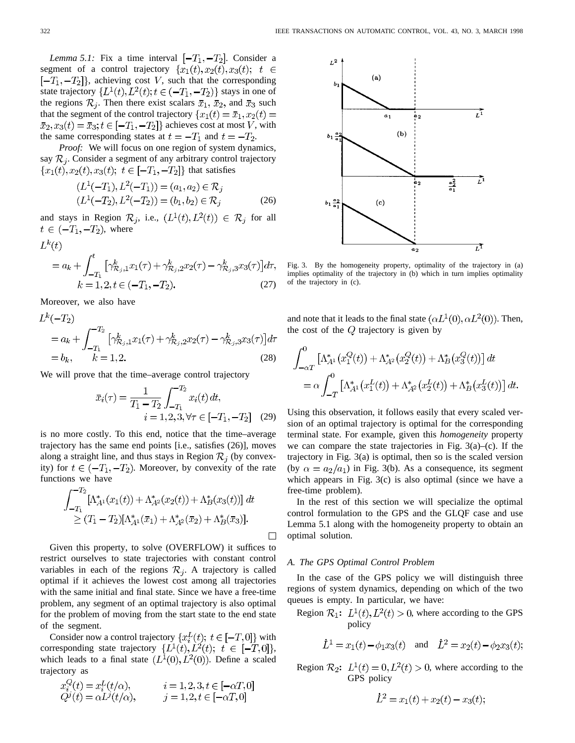*Lemma 5.1:* Fix a time interval $[-T_1, -T_2]$. Consider a segment of a control trajectory $\{x_1(t), x_2(t), x_3(t);\ t \in [-T_1, -T_2]\}$, achieving cost $V$, such that the corresponding state trajectory $\{L^1(t), L^2(t); t \in (-T_1, -T_2)\}$ stays in one of the regions $\mathcal{R}_j$. Then there exist scalars $\bar{x}_1$, $\bar{x}_2$, and $\bar{x}_3$ such that the segment of the control trajectory $\{x_1(t) = \bar{x}_1, x_2(t) = \bar{x}_2, x_3(t) = \bar{x}_3; t \in [-T_1, -T_2]\}$ achieves cost at most $V$, with the same corresponding states at $t = -T_1$ and $t = -T_2$.

*Proof:* We will focus on one region of system dynamics, say $\mathcal{R}_j$. Consider a segment of any arbitrary control trajectory $\{x_1(t), x_2(t), x_3(t);\ t \in [-T_1, -T_2]\}$ that satisfies

$$(L^1(-T_1), L^2(-T_1)) = (a_1, a_2) \in \mathcal{R}_j$$
$$(L^1(-T_2), L^2(-T_2)) = (b_1, b_2) \in \mathcal{R}_j \tag{26}$$

and stays in Region $\mathcal{R}_j$, i.e., $(L^1(t), L^2(t)) \in \mathcal{R}_j$ for all $t \in (-T_1, -T_2)$, where

$$L^k(t) = a_k + \int_{-T_1}^{t} \left[\gamma^k_{\mathcal{R}_j,1} x_1(\tau) + \gamma^k_{\mathcal{R}_j,2} x_2(\tau) - \gamma^k_{\mathcal{R}_j,3} x_3(\tau)\right] d\tau,$$
$$k = 1, 2, t \in (-T_1, -T_2). \tag{27}$$

Moreover, we also have

$$L^k(-T_2) = a_k + \int_{-T_1}^{-T_2} \left[\gamma^k_{\mathcal{R}_j,1} x_1(\tau) + \gamma^k_{\mathcal{R}_j,2} x_2(\tau) - \gamma^k_{\mathcal{R}_j,3} x_3(\tau)\right] d\tau$$
$$= b_k, \qquad k = 1, 2. \tag{28}$$

We will prove that the time–average control trajectory

$$\bar{x}_i(\tau) = \frac{1}{T_1 - T_2} \int_{-T_1}^{-T_2} x_i(t)\, dt,$$
$$i = 1, 2, 3, \forall \tau \in [-T_1, -T_2] \tag{29}$$

is no more costly. To this end, notice that the time–average trajectory has the same end points [i.e., satisfies (26)], moves along a straight line, and thus stays in Region $\mathcal{R}_j$ (by convexity) for $t \in (-T_1, -T_2)$. Moreover, by convexity of the rate functions we have

$$\int_{-T_1}^{-T_2} [\Lambda^*_{A^1}(x_1(t)) + \Lambda^*_{A^2}(x_2(t)) + \Lambda^*_B(x_3(t))]\, dt$$
$$\geq (T_1 - T_2)[\Lambda^*_{A^1}(\bar{x}_1) + \Lambda^*_{A^2}(\bar{x}_2) + \Lambda^*_B(\bar{x}_3)].$$

□

Given this property, to solve (OVERFLOW) it suffices to restrict ourselves to state trajectories with constant control variables in each of the regions $\mathcal{R}_j$. A trajectory is called optimal if it achieves the lowest cost among all trajectories with the same initial and final state. Since we have a free-time problem, any segment of an optimal trajectory is also optimal for the problem of moving from the start state to the end state of the segment.

Consider now a control trajectory $\{x^L_i(t);\ t \in [-T, 0]\}$ with corresponding state trajectory $\{L^1(t), L^2(t);\ t \in [-T, 0]\}$, which leads to a final state $(L^1(0), L^2(0))$. Define a scaled trajectory as

$$x^Q_i(t) = x^L_i(t/\alpha), \qquad i = 1, 2, 3, t \in [-\alpha T, 0]$$
$$Q^j(t) = \alpha L^j(t/\alpha), \qquad j = 1, 2, t \in [-\alpha T, 0]$$

and note that it leads to the final state $(\alpha L^1(0), \alpha L^2(0))$. Then, the cost of the $Q$ trajectory is given by

$$\int_{-\alpha T}^{0} \left[\Lambda^*_{A^1}\left(x^Q_1(t)\right) + \Lambda^*_{A^2}\left(x^Q_2(t)\right) + \Lambda^*_B\left(x^Q_3(t)\right)\right] dt$$
$$= \alpha \int_{-T}^{0} \left[\Lambda^*_{A^1}\left(x^L_1(t)\right) + \Lambda^*_{A^2}\left(x^L_2(t)\right) + \Lambda^*_B\left(x^L_3(t)\right)\right] dt.$$

Using this observation, it follows easily that every scaled version of an optimal trajectory is optimal for the corresponding terminal state. For example, given this *homogeneity* property we can compare the state trajectories in Fig. 3(a)–(c). If the trajectory in Fig. 3(a) is optimal, then so is the scaled version (by $\alpha = a_2/a_1$) in Fig. 3(b). As a consequence, its segment which appears in Fig. 3(c) is also optimal (since we have a free-time problem).

Fig. 3. By the homogeneity property, optimality of the trajectory in (a) implies optimality of the trajectory in (b) which in turn implies optimality of the trajectory in (c).

In the rest of this section we will specialize the optimal control formulation to the GPS and the GLQF case and use Lemma 5.1 along with the homogeneity property to obtain an optimal solution.

### A. The GPS Optimal Control Problem

In the case of the GPS policy we will distinguish three regions of system dynamics, depending on which of the two queues is empty. In particular, we have:

Region $\mathcal{R}_1$: $L^1(t), L^2(t) > 0$, where according to the GPS policy

$$\dot{L}^1 = x_1(t) - \phi_1 x_3(t) \quad \text{and} \quad \dot{L}^2 = x_2(t) - \phi_2 x_3(t);$$

Region $\mathcal{R}_2$: $L^1(t) = 0, L^2(t) > 0$, where according to the GPS policy

$$\dot{L}^2 = x_1(t) + x_2(t) - x_3(t);$$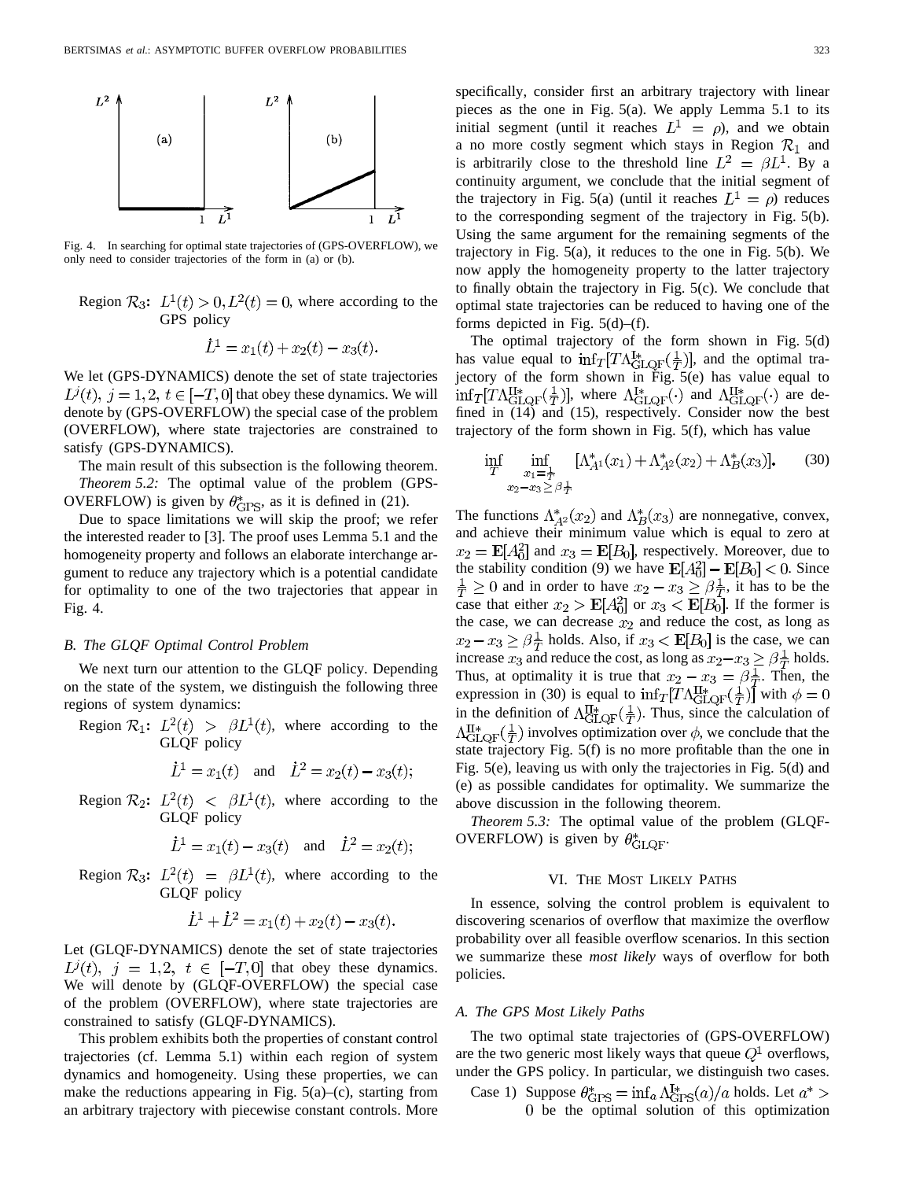Fig. 4. In searching for optimal state trajectories of (GPS-OVERFLOW), we only need to consider trajectories of the form in (a) or (b).

Region $\mathcal{R}_3$: $L^1(t) > 0, L^2(t) = 0$, where according to the GPS policy

$$\dot{L}^1 = x_1(t) + x_2(t) - x_3(t).$$

We let (GPS-DYNAMICS) denote the set of state trajectories $L^j(t),\ j = 1, 2,\ t \in [-T, 0]$ that obey these dynamics. We will denote by (GPS-OVERFLOW) the special case of the problem (OVERFLOW), where state trajectories are constrained to satisfy (GPS-DYNAMICS).

The main result of this subsection is the following theorem.

*Theorem 5.2:* The optimal value of the problem (GPS-OVERFLOW) is given by $\theta^*_{\mathrm{GPS}}$, as it is defined in (21).

Due to space limitations we will skip the proof; we refer the interested reader to [3]. The proof uses Lemma 5.1 and the homogeneity property and follows an elaborate interchange argument to reduce any trajectory which is a potential candidate for optimality to one of the two trajectories that appear in Fig. 4.

### B. The GLQF Optimal Control Problem

We next turn our attention to the GLQF policy. Depending on the state of the system, we distinguish the following three regions of system dynamics:

Region $\mathcal{R}_1$: $L^2(t) > \beta L^1(t)$, where according to the GLQF policy

$$\dot{L}^1 = x_1(t) \quad \text{and} \quad \dot{L}^2 = x_2(t) - x_3(t);$$

Region $\mathcal{R}_2$: $L^2(t) < \beta L^1(t)$, where according to the GLQF policy

$$\dot{L}^1 = x_1(t) - x_3(t) \quad \text{and} \quad \dot{L}^2 = x_2(t);$$

Region $\mathcal{R}_3$: $L^2(t) = \beta L^1(t)$, where according to the GLQF policy

$$\dot{L}^1 + \dot{L}^2 = x_1(t) + x_2(t) - x_3(t).$$

Let (GLQF-DYNAMICS) denote the set of state trajectories $L^j(t),\ j = 1, 2,\ t \in [-T, 0]$ that obey these dynamics. We will denote by (GLQF-OVERFLOW) the special case of the problem (OVERFLOW), where state trajectories are constrained to satisfy (GLQF-DYNAMICS).

This problem exhibits both the properties of constant control trajectories (cf. Lemma 5.1) within each region of system dynamics and homogeneity. Using these properties, we can make the reductions appearing in Fig. 5(a)–(c), starting from an arbitrary trajectory with piecewise constant controls. More specifically, consider first an arbitrary trajectory with linear pieces as the one in Fig. 5(a). We apply Lemma 5.1 to its initial segment (until it reaches $L^1 = \rho$), and we obtain a no more costly segment which stays in Region $\mathcal{R}_1$ and is arbitrarily close to the threshold line $L^2 = \beta L^1$. By a continuity argument, we conclude that the initial segment of the trajectory in Fig. 5(a) (until it reaches $L^1 = \rho$) reduces to the corresponding segment of the trajectory in Fig. 5(b). Using the same argument for the remaining segments of the trajectory in Fig. 5(a), it reduces to the one in Fig. 5(b). We now apply the homogeneity property to the latter trajectory to finally obtain the trajectory in Fig. 5(c). We conclude that optimal state trajectories can be reduced to having one of the forms depicted in Fig. 5(d)–(f).

The optimal trajectory of the form shown in Fig. 5(d) has value equal to $\inf_T [T\Lambda^{\mathrm{I}*}_{\mathrm{GLQF}}(\frac{1}{T})]$, and the optimal trajectory of the form shown in Fig. 5(e) has value equal to $\inf_T [T\Lambda^{\mathrm{II}*}_{\mathrm{GLQF}}(\frac{1}{T})]$, where $\Lambda^{\mathrm{I}*}_{\mathrm{GLQF}}(\cdot)$ and $\Lambda^{\mathrm{II}*}_{\mathrm{GLQF}}(\cdot)$ are defined in (14) and (15), respectively. Consider now the best trajectory of the form shown in Fig. 5(f), which has value

$$\inf_T \inf_{\substack{x_1 = \frac{1}{T} \\ x_2 - x_3 \geq \beta \frac{1}{T}}} [\Lambda^*_{A^1}(x_1) + \Lambda^*_{A^2}(x_2) + \Lambda^*_B(x_3)]. \tag{30}$$

The functions $\Lambda^*_{A^2}(x_2)$ and $\Lambda^*_B(x_3)$ are nonnegative, convex, and achieve their minimum value which is equal to zero at $x_2 = \mathbf{E}[A^2_0]$ and $x_3 = \mathbf{E}[B_0]$, respectively. Moreover, due to the stability condition (9) we have $\mathbf{E}[A^2_0] - \mathbf{E}[B_0] < 0$. Since $\frac{1}{T} \geq 0$ and in order to have $x_2 - x_3 \geq \beta \frac{1}{T}$, it has to be the case that either $x_2 > \mathbf{E}[A^2_0]$ or $x_3 < \mathbf{E}[B_0]$. If the former is the case, we can decrease $x_2$ and reduce the cost, as long as $x_2 - x_3 \geq \beta \frac{1}{T}$ holds. Also, if $x_3 < \mathbf{E}[B_0]$ is the case, we can increase $x_3$ and reduce the cost, as long as $x_2 - x_3 \geq \beta \frac{1}{T}$ holds. Thus, at optimality it is true that $x_2 - x_3 = \beta \frac{1}{T}$. Then, the expression in (30) is equal to $\inf_T [T\Lambda^{\mathrm{II}*}_{\mathrm{GLQF}}(\frac{1}{T})]$ with $\phi = 0$ in the definition of $\Lambda^{\mathrm{II}*}_{\mathrm{GLQF}}(\frac{1}{T})$. Thus, since the calculation of $\Lambda^{\mathrm{II}*}_{\mathrm{GLQF}}(\frac{1}{T})$ involves optimization over $\phi$, we conclude that the state trajectory Fig. 5(f) is no more profitable than the one in Fig. 5(e), leaving us with only the trajectories in Fig. 5(d) and (e) as possible candidates for optimality. We summarize the above discussion in the following theorem.

*Theorem 5.3:* The optimal value of the problem (GLQF-OVERFLOW) is given by $\theta^*_{\mathrm{GLQF}}$.

## VI. The Most Likely Paths

In essence, solving the control problem is equivalent to discovering scenarios of overflow that maximize the overflow probability over all feasible overflow scenarios. In this section we summarize these *most likely* ways of overflow for both policies.

### A. The GPS Most Likely Paths

The two optimal state trajectories of (GPS-OVERFLOW) are the two generic most likely ways that queue $Q^1$ overflows, under the GPS policy. In particular, we distinguish two cases.

Case 1) Suppose $\theta^*_{\mathrm{GPS}} = \inf_a \Lambda^{\mathrm{I}*}_{\mathrm{GPS}}(a)/a$ holds. Let $a^* > 0$ be the optimal solution of this optimization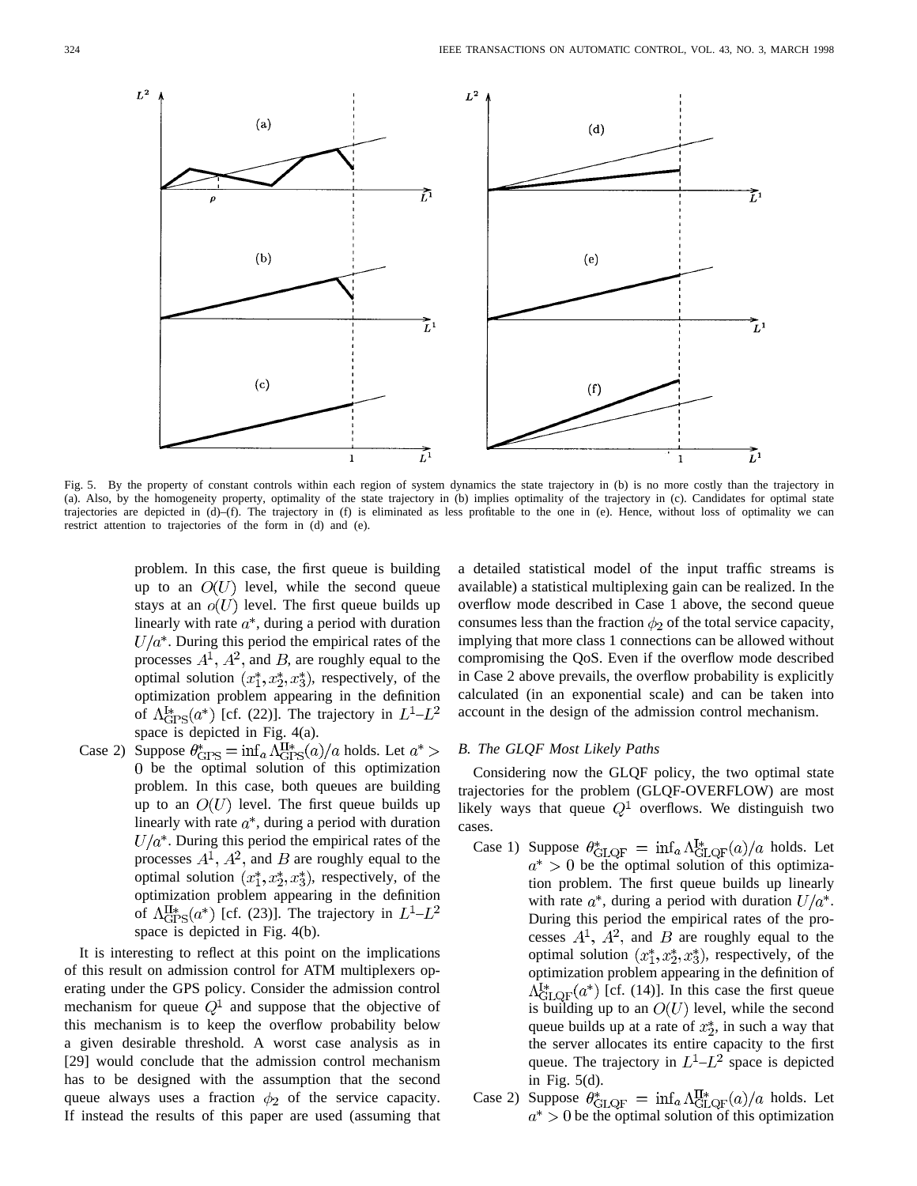Fig. 5. By the property of constant controls within each region of system dynamics the state trajectory in (b) is no more costly than the trajectory in (a). Also, by the homogeneity property, optimality of the state trajectory in (b) implies optimality of the trajectory in (c). Candidates for optimal state trajectories are depicted in (d)–(f). The trajectory in (f) is eliminated as less profitable to the one in (e). Hence, without loss of optimality we can restrict attention to trajectories of the form in (d) and (e).

problem. In this case, the first queue is building up to an $O(U)$ level, while the second queue stays at an $o(U)$ level. The first queue builds up linearly with rate $a^*$, during a period with duration $U/a^*$. During this period the empirical rates of the processes $A^1$, $A^2$, and $B$, are roughly equal to the optimal solution $(x_1^*, x_2^*, x_3^*)$, respectively, of the optimization problem appearing in the definition of $\Lambda_{\mathrm{GPS}}^{\mathrm{I}*}(a^*)$ [cf. (22)]. The trajectory in $L^1$–$L^2$ space is depicted in Fig. 4(a).

Case 2) Suppose $\theta_{\mathrm{GPS}}^* = \inf_a \Lambda_{\mathrm{GPS}}^{\mathrm{II}*}(a)/a$ holds. Let $a^* > 0$ be the optimal solution of this optimization problem. In this case, both queues are building up to an $O(U)$ level. The first queue builds up linearly with rate $a^*$, during a period with duration $U/a^*$. During this period the empirical rates of the processes $A^1$, $A^2$, and $B$ are roughly equal to the optimal solution $(x_1^*, x_2^*, x_3^*)$, respectively, of the optimization problem appearing in the definition of $\Lambda_{\mathrm{GPS}}^{\mathrm{II}*}(a^*)$ [cf. (23)]. The trajectory in $L^1$–$L^2$ space is depicted in Fig. 4(b).

It is interesting to reflect at this point on the implications of this result on admission control for ATM multiplexers operating under the GPS policy. Consider the admission control mechanism for queue $Q^1$ and suppose that the objective of this mechanism is to keep the overflow probability below a given desirable threshold. A worst case analysis as in [29] would conclude that the admission control mechanism has to be designed with the assumption that the second queue always uses a fraction $\phi_2$ of the service capacity. If instead the results of this paper are used (assuming that a detailed statistical model of the input traffic streams is available) a statistical multiplexing gain can be realized. In the overflow mode described in Case 1 above, the second queue consumes less than the fraction $\phi_2$ of the total service capacity, implying that more class 1 connections can be allowed without compromising the QoS. Even if the overflow mode described in Case 2 above prevails, the overflow probability is explicitly calculated (in an exponential scale) and can be taken into account in the design of the admission control mechanism.

### B. The GLQF Most Likely Paths

Considering now the GLQF policy, the two optimal state trajectories for the problem (GLQF-OVERFLOW) are most likely ways that queue $Q^1$ overflows. We distinguish two cases.

Case 1) Suppose $\theta_{\mathrm{GLQF}}^* = \inf_a \Lambda_{\mathrm{GLQF}}^{\mathrm{I}*}(a)/a$ holds. Let $a^* > 0$ be the optimal solution of this optimization problem. The first queue builds up linearly with rate $a^*$, during a period with duration $U/a^*$. During this period the empirical rates of the processes $A^1$, $A^2$, and $B$ are roughly equal to the optimal solution $(x_1^*, x_2^*, x_3^*)$, respectively, of the optimization problem appearing in the definition of $\Lambda_{\mathrm{GLQF}}^{\mathrm{I}*}(a^*)$ [cf. (14)]. In this case the first queue is building up to an $O(U)$ level, while the second queue builds up at a rate of $x_2^*$, in such a way that the server allocates its entire capacity to the first queue. The trajectory in $L^1$–$L^2$ space is depicted in Fig. 5(d).

Case 2) Suppose $\theta_{\mathrm{GLQF}}^* = \inf_a \Lambda_{\mathrm{GLQF}}^{\mathrm{II}*}(a)/a$ holds. Let $a^* > 0$ be the optimal solution of this optimization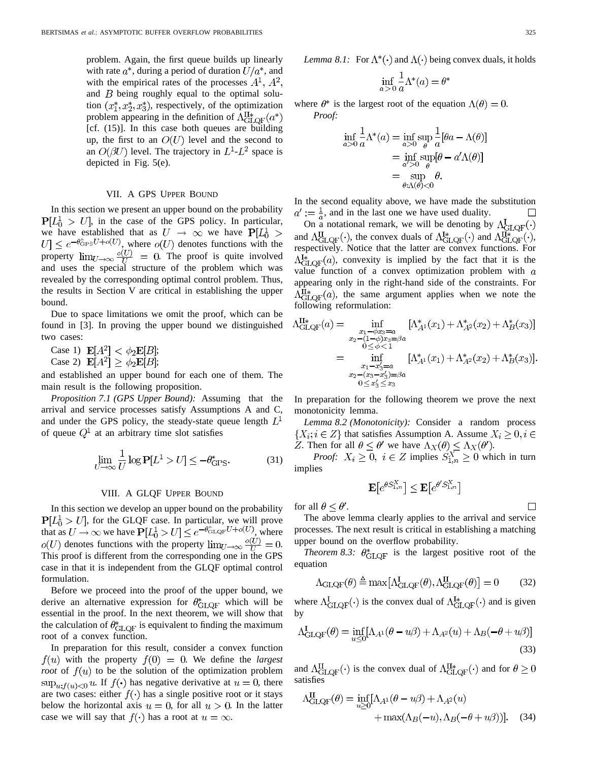problem. Again, the first queue builds up linearly with rate $a^*$, during a period of duration $U/a^*$, and with the empirical rates of the processes $A^1$, $A^2$, and $B$ being roughly equal to the optimal solution $(x_1^*, x_2^*, x_3^*)$, respectively, of the optimization problem appearing in the definition of $\Lambda_{\text{GLQF}}^{\text{II}*}(a^*)$ [cf. (15)]. In this case both queues are building up, the first to an $O(U)$ level and the second to an $O(\beta U)$ level. The trajectory in $L^1$-$L^2$ space is depicted in Fig. 5(e).

## VII. A GPS Upper Bound

In this section we present an upper bound on the probability $\mathbf{P}[L_0^1 > U]$, in the case of the GPS policy. In particular, we have established that as $U \to \infty$ we have $\mathbf{P}[L_0^1 > U] \le e^{-\theta_{\text{GPS}}^* U + o(U)}$, where $o(U)$ denotes functions with the property $\lim_{U\to\infty} \frac{o(U)}{U} = 0$. The proof is quite involved and uses the special structure of the problem which was revealed by the corresponding optimal control problem. Thus, the results in Section V are critical in establishing the upper bound.

Due to space limitations we omit the proof, which can be found in [3]. In proving the upper bound we distinguished two cases:

Case 1) $\mathbf{E}[A^2] < \phi_2 \mathbf{E}[B]$;
Case 2) $\mathbf{E}[A^2] \ge \phi_2 \mathbf{E}[B]$;

and established an upper bound for each one of them. The main result is the following proposition.

*Proposition 7.1 (GPS Upper Bound):* Assuming that the arrival and service processes satisfy Assumptions A and C, and under the GPS policy, the steady-state queue length $L^1$ of queue $Q^1$ at an arbitrary time slot satisfies

$$\lim_{U\to\infty} \frac{1}{U} \log \mathbf{P}[L^1 > U] \le -\theta_{\text{GPS}}^*. \tag{31}$$

## VIII. A GLQF Upper Bound

In this section we develop an upper bound on the probability $\mathbf{P}[L_0^1 > U]$, for the GLQF case. In particular, we will prove that as $U \to \infty$ we have $\mathbf{P}[L_0^1 > U] \le e^{-\theta_{\text{GLQF}}^* U + o(U)}$, where $o(U)$ denotes functions with the property $\lim_{U\to\infty} \frac{o(U)}{U} = 0$. This proof is different from the corresponding one in the GPS case in that it is independent from the GLQF optimal control formulation.

Before we proceed into the proof of the upper bound, we derive an alternative expression for $\theta_{\text{GLQF}}^*$ which will be essential in the proof. In the next theorem, we will show that the calculation of $\theta_{\text{GLQF}}^*$ is equivalent to finding the maximum root of a convex function.

In preparation for this result, consider a convex function $f(u)$ with the property $f(0) = 0$. We define the *largest root* of $f(u)$ to be the solution of the optimization problem $\sup_{u: f(u) < 0} u$. If $f(\cdot)$ has negative derivative at $u = 0$, there are two cases: either $f(\cdot)$ has a single positive root or it stays below the horizontal axis $u = 0$, for all $u > 0$. In the latter case we will say that $f(\cdot)$ has a root at $u = \infty$.

*Lemma 8.1:* For $\Lambda^*(\cdot)$ and $\Lambda(\cdot)$ being convex duals, it holds

$$\inf_{a>0} \frac{1}{a} \Lambda^*(a) = \theta^*$$

where $\theta^*$ is the largest root of the equation $\Lambda(\theta) = 0$.

*Proof:*

$$\begin{aligned}
\inf_{a>0} \frac{1}{a} \Lambda^*(a) &= \inf_{a>0} \sup_{\theta} \frac{1}{a} [\theta a - \Lambda(\theta)] \\
&= \inf_{a'>0} \sup_{\theta} [\theta - a' \Lambda(\theta)] \\
&= \sup_{\theta: \Lambda(\theta) < 0} \theta.
\end{aligned}$$

In the second equality above, we have made the substitution $a' := \frac{1}{a}$, and in the last one we have used duality. □

On a notational remark, we will be denoting by $\Lambda_{\text{GLQF}}^{\text{I}}(\cdot)$ and $\Lambda_{\text{GLQF}}^{\text{II}}(\cdot)$, the convex duals of $\Lambda_{\text{GLQF}}^{\text{I}*}(\cdot)$ and $\Lambda_{\text{GLQF}}^{\text{II}*}(\cdot)$, respectively. Notice that the latter are convex functions. For $\Lambda_{\text{GLQF}}^{\text{I}*}(a)$, convexity is implied by the fact that it is the value function of a convex optimization problem with $a$ appearing only in the right-hand side of the constraints. For $\Lambda_{\text{GLQF}}^{\text{II}*}(a)$, the same argument applies when we note the following reformulation:

$$\begin{aligned}
\Lambda_{\text{GLQF}}^{\text{II}*}(a) &= \inf_{\substack{x_1 - \phi x_3 = a \\ x_2 - (1-\phi) x_3 = \beta a \\ 0 \le \phi < 1}} [\Lambda_{A^1}^*(x_1) + \Lambda_{A^2}^*(x_2) + \Lambda_B^*(x_3)] \\
&= \inf_{\substack{x_1 - x_3' = a \\ x_2 - (x_3 - x_3') = \beta a \\ 0 \le x_3' \le x_3}} [\Lambda_{A^1}^*(x_1) + \Lambda_{A^2}^*(x_2) + \Lambda_B^*(x_3)].
\end{aligned}$$

In preparation for the following theorem we prove the next monotonicity lemma.

*Lemma 8.2 (Monotonicity):* Consider a random process $\{X_i; i \in Z\}$ that satisfies Assumption A. Assume $X_i \ge 0, i \in Z$. Then for all $\theta \le \theta'$ we have $\Lambda_X(\theta) \le \Lambda_X(\theta')$.

*Proof:* $X_i \ge 0$, $i \in Z$ implies $S_{1,n}^X \ge 0$ which in turn implies

$$\mathbf{E}\big[e^{\theta S_{1,n}^X}\big] \le \mathbf{E}\big[e^{\theta' S_{1,n}^X}\big]$$

for all $\theta \le \theta'$. □

The above lemma clearly applies to the arrival and service processes. The next result is critical in establishing a matching upper bound on the overflow probability.

*Theorem 8.3:* $\theta_{\text{GLQF}}^*$ is the largest positive root of the equation

$$\Lambda_{\text{GLQF}}(\theta) \triangleq \max\big[\Lambda_{\text{GLQF}}^{\text{I}}(\theta), \Lambda_{\text{GLQF}}^{\text{II}}(\theta)\big] = 0 \tag{32}$$

where $\Lambda_{\text{GLQF}}^{\text{I}}(\cdot)$ is the convex dual of $\Lambda_{\text{GLQF}}^{\text{I}*}(\cdot)$ and is given by

$$\Lambda_{\text{GLQF}}^{\text{I}}(\theta) = \inf_{u \le 0} [\Lambda_{A^1}(\theta - u\beta) + \Lambda_{A^2}(u) + \Lambda_B(-\theta + u\beta)] \tag{33}$$

and $\Lambda_{\text{GLQF}}^{\text{II}}(\cdot)$ is the convex dual of $\Lambda_{\text{GLQF}}^{\text{II}*}(\cdot)$ and for $\theta \ge 0$ satisfies

$$\begin{aligned}
\Lambda_{\text{GLQF}}^{\text{II}}(\theta) = \inf_{u \ge 0} [&\Lambda_{A^1}(\theta - u\beta) + \Lambda_{A^2}(u) \\
&+ \max(\Lambda_B(-u), \Lambda_B(-\theta + u\beta))].
\end{aligned} \tag{34}$$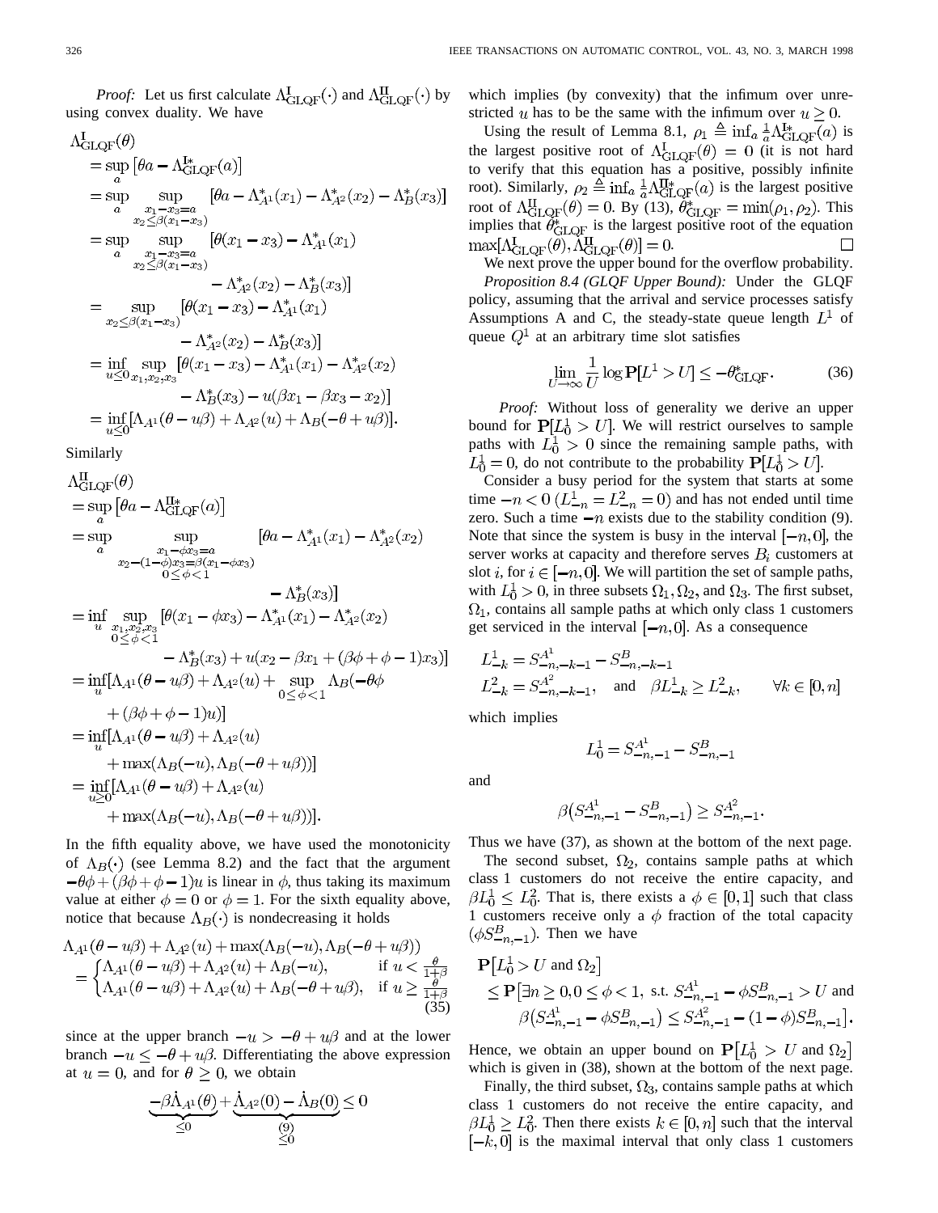*Proof:* Let us first calculate $\Lambda^{\mathrm{I}}_{\mathrm{GLQF}}(\cdot)$ and $\Lambda^{\mathrm{II}}_{\mathrm{GLQF}}(\cdot)$ by using convex duality. We have

$$
\begin{aligned}
\Lambda^{\mathrm{I}}_{\mathrm{GLQF}}(\theta)
&= \sup_a \left[\theta a - \Lambda^{\mathrm{I}*}_{\mathrm{GLQF}}(a)\right] \\
&= \sup_a \sup_{\substack{x_1 - x_3 = a \\ x_2 \le \beta(x_1 - x_3)}} \left[\theta a - \Lambda^*_{A^1}(x_1) - \Lambda^*_{A^2}(x_2) - \Lambda^*_B(x_3)\right] \\
&= \sup_a \sup_{\substack{x_1 - x_3 = a \\ x_2 \le \beta(x_1 - x_3)}} \left[\theta(x_1 - x_3) - \Lambda^*_{A^1}(x_1) - \Lambda^*_{A^2}(x_2) - \Lambda^*_B(x_3)\right] \\
&= \sup_{x_2 \le \beta(x_1 - x_3)} \left[\theta(x_1 - x_3) - \Lambda^*_{A^1}(x_1) - \Lambda^*_{A^2}(x_2) - \Lambda^*_B(x_3)\right] \\
&= \inf_{u \le 0} \sup_{x_1, x_2, x_3} \left[\theta(x_1 - x_3) - \Lambda^*_{A^1}(x_1) - \Lambda^*_{A^2}(x_2) - \Lambda^*_B(x_3) - u(\beta x_1 - \beta x_3 - x_2)\right] \\
&= \inf_{u \le 0} \left[\Lambda_{A^1}(\theta - u\beta) + \Lambda_{A^2}(u) + \Lambda_B(-\theta + u\beta)\right].
\end{aligned}
$$

Similarly

$$
\begin{aligned}
\Lambda^{\mathrm{II}}_{\mathrm{GLQF}}(\theta)
&= \sup_a \left[\theta a - \Lambda^{\mathrm{II}*}_{\mathrm{GLQF}}(a)\right] \\
&= \sup_a \sup_{\substack{x_1 - \phi x_3 = a \\ x_2 - (1-\phi)x_3 = \beta(x_1 - \phi x_3) \\ 0 \le \phi < 1}} \left[\theta a - \Lambda^*_{A^1}(x_1) - \Lambda^*_{A^2}(x_2) - \Lambda^*_B(x_3)\right] \\
&= \inf_u \sup_{\substack{x_1, x_2, x_3 \\ 0 \le \phi < 1}} \left[\theta(x_1 - \phi x_3) - \Lambda^*_{A^1}(x_1) - \Lambda^*_{A^2}(x_2) - \Lambda^*_B(x_3) + u(x_2 - \beta x_1 + (\beta\phi + \phi - 1)x_3)\right] \\
&= \inf_u \left[\Lambda_{A^1}(\theta - u\beta) + \Lambda_{A^2}(u) + \sup_{0 \le \phi < 1} \Lambda_B(-\theta\phi + (\beta\phi + \phi - 1)u)\right] \\
&= \inf_u \left[\Lambda_{A^1}(\theta - u\beta) + \Lambda_{A^2}(u) + \max(\Lambda_B(-u), \Lambda_B(-\theta + u\beta))\right] \\
&= \inf_{u \ge 0} \left[\Lambda_{A^1}(\theta - u\beta) + \Lambda_{A^2}(u) + \max(\Lambda_B(-u), \Lambda_B(-\theta + u\beta))\right].
\end{aligned}
$$

In the fifth equality above, we have used the monotonicity of $\Lambda_B(\cdot)$ (see Lemma 8.2) and the fact that the argument $-\theta\phi + (\beta\phi + \phi - 1)u$ is linear in $\phi$, thus taking its maximum value at either $\phi = 0$ or $\phi = 1$. For the sixth equality above, notice that because $\Lambda_B(\cdot)$ is nondecreasing it holds

$$
\begin{aligned}
&\Lambda_{A^1}(\theta - u\beta) + \Lambda_{A^2}(u) + \max(\Lambda_B(-u), \Lambda_B(-\theta + u\beta)) \\
&= \begin{cases} \Lambda_{A^1}(\theta - u\beta) + \Lambda_{A^2}(u) + \Lambda_B(-u), & \text{if } u < \frac{\theta}{1+\beta} \\ \Lambda_{A^1}(\theta - u\beta) + \Lambda_{A^2}(u) + \Lambda_B(-\theta + u\beta), & \text{if } u \ge \frac{\theta}{1+\beta} \end{cases}
\end{aligned} \tag{35}
$$

since at the upper branch $-u > -\theta + u\beta$ and at the lower branch $-u \le -\theta + u\beta$. Differentiating the above expression at $u = 0$, and for $\theta \ge 0$, we obtain

$$
\underbrace{-\beta\dot{\Lambda}_{A^1}(\theta)}_{\le 0} + \underbrace{\dot{\Lambda}_{A^2}(0) - \dot{\Lambda}_B(0)}_{\stackrel{(9)}{\le 0}} \le 0
$$

which implies (by convexity) that the infimum over unrestricted $u$ has to be the same with the infimum over $u \ge 0$.

Using the result of Lemma 8.1, $\rho_1 \triangleq \inf_a \frac{1}{a}\Lambda^{\mathrm{I}*}_{\mathrm{GLQF}}(a)$ is the largest positive root of $\Lambda^{\mathrm{I}}_{\mathrm{GLQF}}(\theta) = 0$ (it is not hard to verify that this equation has a positive, possibly infinite root). Similarly, $\rho_2 \triangleq \inf_a \frac{1}{a}\Lambda^{\mathrm{II}*}_{\mathrm{GLQF}}(a)$ is the largest positive root of $\Lambda^{\mathrm{II}}_{\mathrm{GLQF}}(\theta) = 0$. By (13), $\theta^*_{\mathrm{GLQF}} = \min(\rho_1, \rho_2)$. This implies that $\theta^*_{\mathrm{GLQF}}$ is the largest positive root of the equation $\max[\Lambda^{\mathrm{I}}_{\mathrm{GLQF}}(\theta), \Lambda^{\mathrm{II}}_{\mathrm{GLQF}}(\theta)] = 0$. □

We next prove the upper bound for the overflow probability.

*Proposition 8.4 (GLQF Upper Bound):* Under the GLQF policy, assuming that the arrival and service processes satisfy Assumptions A and C, the steady-state queue length $L^1$ of queue $Q^1$ at an arbitrary time slot satisfies

$$
\lim_{U \to \infty} \frac{1}{U} \log \mathbf{P}[L^1 > U] \le -\theta^*_{\mathrm{GLQF}}. \tag{36}
$$

*Proof:* Without loss of generality we derive an upper bound for $\mathbf{P}[L^1_0 > U]$. We will restrict ourselves to sample paths with $L^1_0 > 0$ since the remaining sample paths, with $L^1_0 = 0$, do not contribute to the probability $\mathbf{P}[L^1_0 > U]$.

Consider a busy period for the system that starts at some time $-n < 0$ $(L^1_{-n} = L^2_{-n} = 0)$ and has not ended until time zero. Such a time $-n$ exists due to the stability condition (9). Note that since the system is busy in the interval $[-n, 0]$, the server works at capacity and therefore serves $B_i$ customers at slot $i$, for $i \in [-n, 0]$. We will partition the set of sample paths, with $L^1_0 > 0$, in three subsets $\Omega_1, \Omega_2$, and $\Omega_3$. The first subset, $\Omega_1$, contains all sample paths at which only class 1 customers get serviced in the interval $[-n, 0]$. As a consequence

$$
\begin{aligned}
&L^1_{-k} = S^{A^1}_{-n,-k-1} - S^B_{-n,-k-1} \\
&L^2_{-k} = S^{A^2}_{-n,-k-1}, \quad \text{and} \quad \beta L^1_{-k} \ge L^2_{-k}, \qquad \forall k \in [0, n]
\end{aligned}
$$

which implies

$$
L^1_0 = S^{A^1}_{-n,-1} - S^B_{-n,-1}
$$

and

$$
\beta\left(S^{A^1}_{-n,-1} - S^B_{-n,-1}\right) \ge S^{A^2}_{-n,-1}.
$$

Thus we have (37), as shown at the bottom of the next page.

The second subset, $\Omega_2$, contains sample paths at which class 1 customers do not receive the entire capacity, and $\beta L^1_0 \le L^2_0$. That is, there exists a $\phi \in [0, 1]$ such that class 1 customers receive only a $\phi$ fraction of the total capacity $(\phi S^B_{-n,-1})$. Then we have

$$
\begin{aligned}
&\mathbf{P}\left[L^1_0 > U \text{ and } \Omega_2\right] \\
&\le \mathbf{P}\big[\exists n \ge 0, 0 \le \phi < 1, \text{ s.t. } S^{A^1}_{-n,-1} - \phi S^B_{-n,-1} > U \text{ and} \\
&\qquad \beta\left(S^{A^1}_{-n,-1} - \phi S^B_{-n,-1}\right) \le S^{A^2}_{-n,-1} - (1-\phi) S^B_{-n,-1}\big].
\end{aligned}
$$

Hence, we obtain an upper bound on $\mathbf{P}\left[L^1_0 > U \text{ and } \Omega_2\right]$ which is given in (38), shown at the bottom of the next page.

Finally, the third subset, $\Omega_3$, contains sample paths at which class 1 customers do not receive the entire capacity, and $\beta L^1_0 \ge L^2_0$. Then there exists $k \in [0, n]$ such that the interval $[-k, 0]$ is the maximal interval that only class 1 customers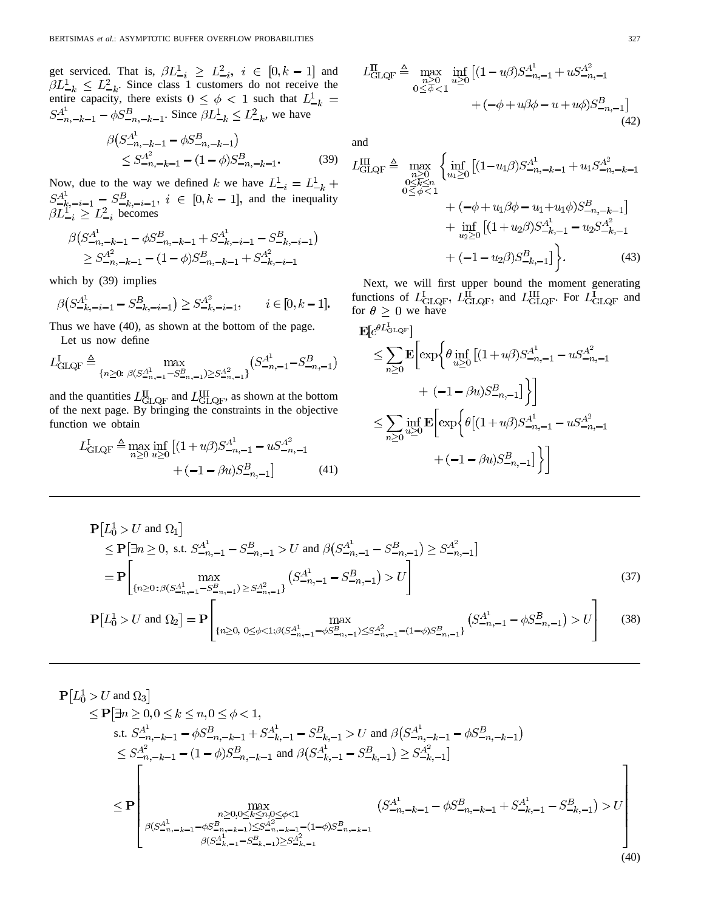get serviced. That is, $\beta L^1_{-i} \geq L^2_{-i}$, $i \in [0, k-1]$ and $\beta L^1_{-k} \leq L^2_{-k}$. Since class 1 customers do not receive the entire capacity, there exists $0 \leq \phi < 1$ such that $L^1_{-k} = S^{A^1}_{-n,-k-1} - \phi S^B_{-n,-k-1}$. Since $\beta L^1_{-k} \leq L^2_{-k}$, we have

$$\beta\big(S^{A^1}_{-n,-k-1} - \phi S^B_{-n,-k-1}\big) \leq S^{A^2}_{-n,-k-1} - (1-\phi) S^B_{-n,-k-1}. \tag{39}$$

Now, due to the way we defined $k$ we have $L^1_{-i} = L^1_{-k} + S^{A^1}_{-k,-i-1} - S^B_{-k,-i-1}$, $i \in [0, k-1]$, and the inequality $\beta L^1_{-i} \geq L^2_{-i}$ becomes

$$\beta\big(S^{A^1}_{-n,-k-1} - \phi S^B_{-n,-k-1} + S^{A^1}_{-k,-i-1} - S^B_{-k,-i-1}\big) \geq S^{A^2}_{-n,-k-1} - (1-\phi) S^B_{-n,-k-1} + S^{A^2}_{-k,-i-1}$$

which by (39) implies

$$\beta\big(S^{A^1}_{-k,-i-1} - S^B_{-k,-i-1}\big) \geq S^{A^2}_{-k,-i-1}, \qquad i \in [0, k-1].$$

Thus we have (40), as shown at the bottom of the page.

Let us now define

$$L^{\mathrm{I}}_{\mathrm{GLQF}} \triangleq \max_{\{n \geq 0:\ \beta(S^{A^1}_{-n,-1} - S^B_{-n,-1}) \geq S^{A^2}_{-n,-1}\}} \big(S^{A^1}_{-n,-1} - S^B_{-n,-1}\big)$$

and the quantities $L^{\mathrm{II}}_{\mathrm{GLQF}}$ and $L^{\mathrm{III}}_{\mathrm{GLQF}}$, as shown at the bottom of the next page. By bringing the constraints in the objective function we obtain

$$L^{\mathrm{I}}_{\mathrm{GLQF}} \triangleq \max_{n \geq 0} \inf_{u \geq 0} \big[(1+u\beta) S^{A^1}_{-n,-1} - u S^{A^2}_{-n,-1} + (-1-\beta u) S^B_{-n,-1}\big] \tag{41}$$

$$L^{\mathrm{II}}_{\mathrm{GLQF}} \triangleq \max_{\substack{n \geq 0 \\ 0 \leq \phi < 1}} \inf_{u \geq 0} \big[(1-u\beta) S^{A^1}_{-n,-1} + u S^{A^2}_{-n,-1} + (-\phi + u\beta\phi - u + u\phi) S^B_{-n,-1}\big] \tag{42}$$

and

$$\begin{aligned} L^{\mathrm{III}}_{\mathrm{GLQF}} \triangleq \max_{\substack{n \geq 0 \\ 0 \leq k \leq n \\ 0 \leq \phi < 1}} \Big\{ & \inf_{u_1 \geq 0} \big[(1-u_1\beta) S^{A^1}_{-n,-k-1} + u_1 S^{A^2}_{-n,-k-1} \\ & + (-\phi + u_1\beta\phi - u_1 + u_1\phi) S^B_{-n,-k-1}\big] \\ & + \inf_{u_2 \geq 0} \big[(1+u_2\beta) S^{A^1}_{-k,-1} - u_2 S^{A^2}_{-k,-1} \\ & + (-1-u_2\beta) S^B_{-k,-1}\big] \Big\}. \end{aligned} \tag{43}$$

Next, we will first upper bound the moment generating functions of $L^{\mathrm{I}}_{\mathrm{GLQF}}$, $L^{\mathrm{II}}_{\mathrm{GLQF}}$, and $L^{\mathrm{III}}_{\mathrm{GLQF}}$. For $L^{\mathrm{I}}_{\mathrm{GLQF}}$ and for $\theta \geq 0$ we have

$$\begin{aligned} \mathbf{E}\big[e^{\theta L^{\mathrm{I}}_{\mathrm{GLQF}}}\big] &\leq \sum_{n \geq 0} \mathbf{E}\Big[\exp\Big\{\theta \inf_{u \geq 0} \big[(1+u\beta) S^{A^1}_{-n,-1} - u S^{A^2}_{-n,-1} + (-1-\beta u) S^B_{-n,-1}\big]\Big\}\Big] \\ &\leq \sum_{n \geq 0} \inf_{u \geq 0} \mathbf{E}\Big[\exp\Big\{\theta\big[(1+u\beta) S^{A^1}_{-n,-1} - u S^{A^2}_{-n,-1} + (-1-\beta u) S^B_{-n,-1}\big]\Big\}\Big] \end{aligned}$$

---

$$\begin{aligned} \mathbf{P}\big[L^1_0 > U \text{ and } \Omega_1\big] &\leq \mathbf{P}\big[\exists n \geq 0, \text{ s.t. } S^{A^1}_{-n,-1} - S^B_{-n,-1} > U \text{ and } \beta\big(S^{A^1}_{-n,-1} - S^B_{-n,-1}\big) \geq S^{A^2}_{-n,-1}\big] \\ &= \mathbf{P}\Bigg[\max_{\{n \geq 0:\ \beta(S^{A^1}_{-n,-1} - S^B_{-n,-1}) \geq S^{A^2}_{-n,-1}\}} \big(S^{A^1}_{-n,-1} - S^B_{-n,-1}\big) > U\Bigg] \end{aligned} \tag{37}$$

$$\mathbf{P}\big[L^1_0 > U \text{ and } \Omega_2\big] = \mathbf{P}\Bigg[\max_{\{n \geq 0,\ 0 \leq \phi < 1:\ \beta(S^{A^1}_{-n,-1} - \phi S^B_{-n,-1}) \leq S^{A^2}_{-n,-1} - (1-\phi) S^B_{-n,-1}\}} \big(S^{A^1}_{-n,-1} - \phi S^B_{-n,-1}\big) > U\Bigg] \tag{38}$$

---

$$\begin{aligned} \mathbf{P}\big[L^1_0 > U \text{ and } \Omega_3\big] &\leq \mathbf{P}\big[\exists n \geq 0, 0 \leq k \leq n, 0 \leq \phi < 1, \\ &\qquad \text{s.t. } S^{A^1}_{-n,-k-1} - \phi S^B_{-n,-k-1} + S^{A^1}_{-k,-1} - S^B_{-k,-1} > U \text{ and } \beta\big(S^{A^1}_{-n,-k-1} - \phi S^B_{-n,-k-1}\big) \\ &\qquad \leq S^{A^2}_{-n,-k-1} - (1-\phi) S^B_{-n,-k-1} \text{ and } \beta\big(S^{A^1}_{-k,-1} - S^B_{-k,-1}\big) \geq S^{A^2}_{-k,-1}\big] \\ &\leq \mathbf{P}\Bigg[\max_{\substack{n \geq 0, 0 \leq k \leq n, 0 \leq \phi < 1 \\ \beta(S^{A^1}_{-n,-k-1} - \phi S^B_{-n,-k-1}) \leq S^{A^2}_{-n,-k-1} - (1-\phi) S^B_{-n,-k-1} \\ \beta(S^{A^1}_{-k,-1} - S^B_{-k,-1}) \geq S^{A^2}_{-k,-1}}} \big(S^{A^1}_{-n,-k-1} - \phi S^B_{-n,-k-1} + S^{A^1}_{-k,-1} - S^B_{-k,-1}\big) > U\Bigg] \end{aligned} \tag{40}$$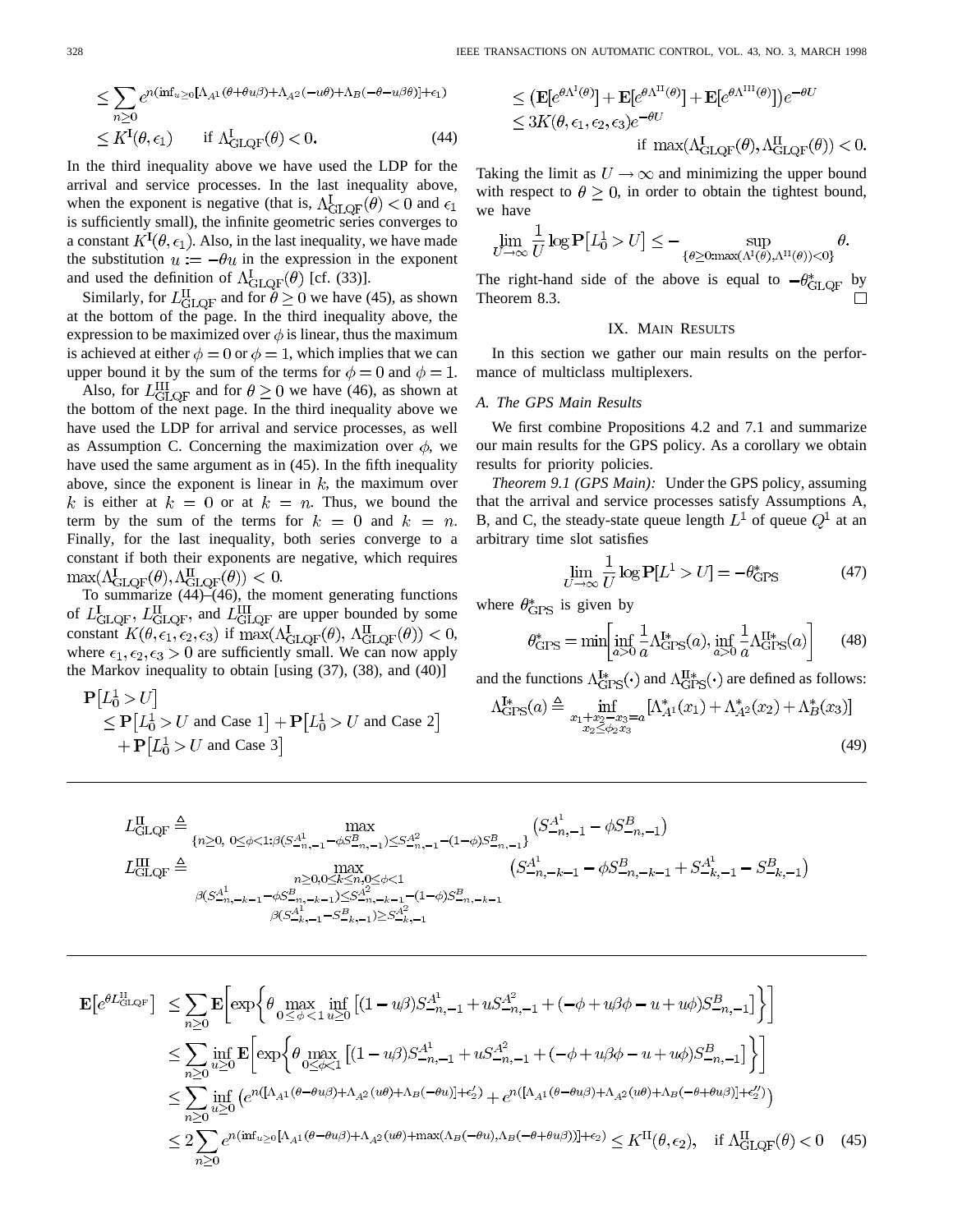$$
\begin{aligned}
&\le \sum_{n\ge 0} e^{n(\inf_{u\ge 0}[\Lambda_{A^1}(\theta+\theta u\beta)+\Lambda_{A^2}(-u\theta)+\Lambda_B(-\theta-u\beta\theta)]+\epsilon_1)} \\
&\le K^{\mathrm{I}}(\theta,\epsilon_1) \qquad \text{if } \Lambda^{\mathrm{I}}_{\mathrm{GLQF}}(\theta) < 0.
\end{aligned}
\tag{44}
$$

In the third inequality above we have used the LDP for the arrival and service processes. In the last inequality above, when the exponent is negative (that is, $\Lambda^{\mathrm{I}}_{\mathrm{GLQF}}(\theta) < 0$ and $\epsilon_1$ is sufficiently small), the infinite geometric series converges to a constant $K^{\mathrm{I}}(\theta,\epsilon_1)$. Also, in the last inequality, we have made the substitution $u := -\theta u$ in the expression in the exponent and used the definition of $\Lambda^{\mathrm{I}}_{\mathrm{GLQF}}(\theta)$ [cf. (33)].

Similarly, for $L^{\mathrm{II}}_{\mathrm{GLQF}}$ and for $\theta \ge 0$ we have (45), as shown at the bottom of the page. In the third inequality above, the expression to be maximized over $\phi$ is linear, thus the maximum is achieved at either $\phi = 0$ or $\phi = 1$, which implies that we can upper bound it by the sum of the terms for $\phi = 0$ and $\phi = 1$.

Also, for $L^{\mathrm{III}}_{\mathrm{GLQF}}$ and for $\theta \ge 0$ we have (46), as shown at the bottom of the next page. In the third inequality above we have used the LDP for arrival and service processes, as well as Assumption C. Concerning the maximization over $\phi$, we have used the same argument as in (45). In the fifth inequality above, since the exponent is linear in $k$, the maximum over $k$ is either at $k = 0$ or at $k = n$. Thus, we bound the term by the sum of the terms for $k = 0$ and $k = n$. Finally, for the last inequality, both series converge to a constant if both their exponents are negative, which requires $\max(\Lambda^{\mathrm{I}}_{\mathrm{GLQF}}(\theta), \Lambda^{\mathrm{II}}_{\mathrm{GLQF}}(\theta)) < 0$.

To summarize (44)–(46), the moment generating functions of $L^{\mathrm{I}}_{\mathrm{GLQF}}$, $L^{\mathrm{II}}_{\mathrm{GLQF}}$, and $L^{\mathrm{III}}_{\mathrm{GLQF}}$ are upper bounded by some constant $K(\theta,\epsilon_1,\epsilon_2,\epsilon_3)$ if $\max(\Lambda^{\mathrm{I}}_{\mathrm{GLQF}}(\theta), \Lambda^{\mathrm{II}}_{\mathrm{GLQF}}(\theta)) < 0$, where $\epsilon_1, \epsilon_2, \epsilon_3 > 0$ are sufficiently small. We can now apply the Markov inequality to obtain [using (37), (38), and (40)]

$$
\begin{aligned}
&\mathbf{P}\big[L^1_0 > U\big] \\
&\quad \le \mathbf{P}\big[L^1_0 > U \text{ and Case 1}\big] + \mathbf{P}\big[L^1_0 > U \text{ and Case 2}\big] \\
&\qquad + \mathbf{P}\big[L^1_0 > U \text{ and Case 3}\big] \\
&\quad \le \big(\mathbf{E}[e^{\theta\Lambda^{\mathrm{I}}(\theta)}] + \mathbf{E}[e^{\theta\Lambda^{\mathrm{II}}(\theta)}] + \mathbf{E}[e^{\theta\Lambda^{\mathrm{III}}(\theta)}]\big)e^{-\theta U} \\
&\quad \le 3K(\theta,\epsilon_1,\epsilon_2,\epsilon_3)e^{-\theta U} \\
&\qquad\qquad \text{if } \max(\Lambda^{\mathrm{I}}_{\mathrm{GLQF}}(\theta), \Lambda^{\mathrm{II}}_{\mathrm{GLQF}}(\theta)) < 0.
\end{aligned}
$$

Taking the limit as $U \to \infty$ and minimizing the upper bound with respect to $\theta \ge 0$, in order to obtain the tightest bound, we have

$$
\varlimsup_{U\to\infty} \frac{1}{U}\log \mathbf{P}\big[L^1_0 > U\big] \le - \sup_{\{\theta\ge 0 : \max(\Lambda^{\mathrm{I}}(\theta),\Lambda^{\mathrm{II}}(\theta))<0\}} \theta.
$$

The right-hand side of the above is equal to $-\theta^*_{\mathrm{GLQF}}$ by Theorem 8.3. $\square$

## IX. Main Results

In this section we gather our main results on the performance of multiclass multiplexers.

### A. The GPS Main Results

We first combine Propositions 4.2 and 7.1 and summarize our main results for the GPS policy. As a corollary we obtain results for priority policies.

*Theorem 9.1 (GPS Main):* Under the GPS policy, assuming that the arrival and service processes satisfy Assumptions A, B, and C, the steady-state queue length $L^1$ of queue $Q^1$ at an arbitrary time slot satisfies

$$
\lim_{U\to\infty} \frac{1}{U}\log \mathbf{P}[L^1 > U] = -\theta^*_{\mathrm{GPS}} \tag{47}
$$

where $\theta^*_{\mathrm{GPS}}$ is given by

$$
\theta^*_{\mathrm{GPS}} = \min\left[\inf_{a>0}\frac{1}{a}\Lambda^{\mathrm{I}*}_{\mathrm{GPS}}(a), \inf_{a>0}\frac{1}{a}\Lambda^{\mathrm{II}*}_{\mathrm{GPS}}(a)\right] \tag{48}
$$

and the functions $\Lambda^{\mathrm{I}*}_{\mathrm{GPS}}(\cdot)$ and $\Lambda^{\mathrm{II}*}_{\mathrm{GPS}}(\cdot)$ are defined as follows:

$$
\Lambda^{\mathrm{I}*}_{\mathrm{GPS}}(a) \triangleq \inf_{\substack{x_1+x_2-x_3=a \\ x_2\le\phi_2 x_3}} \big[\Lambda^*_{A^1}(x_1) + \Lambda^*_{A^2}(x_2) + \Lambda^*_B(x_3)\big] \tag{49}
$$

---

$$
\begin{aligned}
L^{\mathrm{II}}_{\mathrm{GLQF}} &\triangleq \max_{\{n\ge 0,\ 0\le\phi<1 : \beta(S^{A^1}_{-n,-1}-\phi S^B_{-n,-1}) \le S^{A^2}_{-n,-1}-(1-\phi)S^B_{-n,-1}\}} \big(S^{A^1}_{-n,-1} - \phi S^B_{-n,-1}\big) \\
L^{\mathrm{III}}_{\mathrm{GLQF}} &\triangleq \max_{\substack{n\ge 0,\, 0\le k\le n,\, 0\le\phi<1 \\ \beta(S^{A^1}_{-n,-k-1}-\phi S^B_{-n,-k-1}) \le S^{A^2}_{-n,-k-1}-(1-\phi)S^B_{-n,-k-1} \\ \beta(S^{A^1}_{-k,-1}-S^B_{-k,-1}) \ge S^{A^2}_{-k,-1}}} \big(S^{A^1}_{-n,-k-1} - \phi S^B_{-n,-k-1} + S^{A^1}_{-k,-1} - S^B_{-k,-1}\big)
\end{aligned}
$$

---

$$
\begin{aligned}
\mathbf{E}\big[e^{\theta L^{\mathrm{II}}_{\mathrm{GLQF}}}\big] &\le \sum_{n\ge 0} \mathbf{E}\left[\exp\left\{\theta \max_{0\le\phi<1}\inf_{u\ge 0}\big[(1-u\beta)S^{A^1}_{-n,-1} + uS^{A^2}_{-n,-1} + (-\phi+u\beta\phi-u+u\phi)S^B_{-n,-1}\big]\right\}\right] \\
&\le \sum_{n\ge 0}\inf_{u\ge 0} \mathbf{E}\left[\exp\left\{\theta \max_{0\le\phi<1}\big[(1-u\beta)S^{A^1}_{-n,-1} + uS^{A^2}_{-n,-1} + (-\phi+u\beta\phi-u+u\phi)S^B_{-n,-1}\big]\right\}\right] \\
&\le \sum_{n\ge 0}\inf_{u\ge 0}\left(e^{n([\Lambda_{A^1}(\theta-\theta u\beta)+\Lambda_{A^2}(u\theta)+\Lambda_B(-\theta u)]+\epsilon_2')} + e^{n([\Lambda_{A^1}(\theta-\theta u\beta)+\Lambda_{A^2}(u\theta)+\Lambda_B(-\theta+\theta u\beta)]+\epsilon_2'')}\right) \\
&\le 2\sum_{n\ge 0} e^{n(\inf_{u\ge 0}[\Lambda_{A^1}(\theta-\theta u\beta)+\Lambda_{A^2}(u\theta)+\max(\Lambda_B(-\theta u),\Lambda_B(-\theta+\theta u\beta))]+\epsilon_2)} \le K^{\mathrm{II}}(\theta,\epsilon_2), \quad \text{if } \Lambda^{\mathrm{II}}_{\mathrm{GLQF}}(\theta) < 0
\end{aligned}
\tag{45}
$$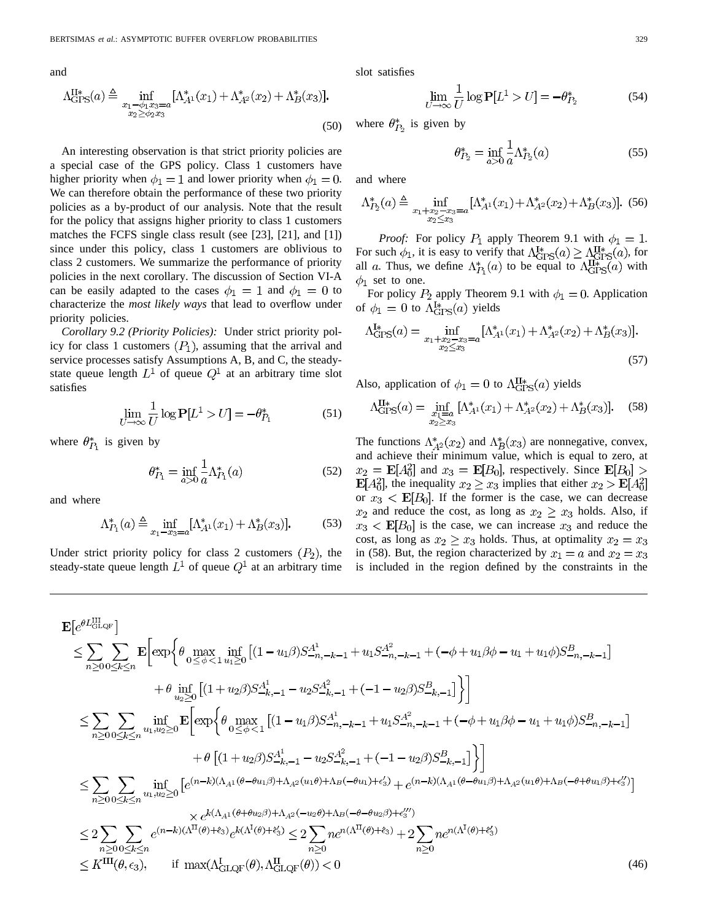and

$$\Lambda_{\rm GPS}^{\rm II*}(a) \triangleq \inf_{\substack{x_1 - \phi_1 x_3 = a\\ x_2 \geq \phi_2 x_3}} [\Lambda_{A^1}^*(x_1) + \Lambda_{A^2}^*(x_2) + \Lambda_B^*(x_3)]. \tag{50}$$

An interesting observation is that strict priority policies are a special case of the GPS policy. Class 1 customers have higher priority when $\phi_1 = 1$ and lower priority when $\phi_1 = 0$. We can therefore obtain the performance of these two priority policies as a by-product of our analysis. Note that the result for the policy that assigns higher priority to class 1 customers matches the FCFS single class result (see [23], [21], and [1]) since under this policy, class 1 customers are oblivious to class 2 customers. We summarize the performance of priority policies in the next corollary. The discussion of Section VI-A can be easily adapted to the cases $\phi_1 = 1$ and $\phi_1 = 0$ to characterize the *most likely ways* that lead to overflow under priority policies.

*Corollary 9.2 (Priority Policies):* Under strict priority policy for class 1 customers ($P_1$), assuming that the arrival and service processes satisfy Assumptions A, B, and C, the steady-state queue length $L^1$ of queue $Q^1$ at an arbitrary time slot satisfies

$$\lim_{U\to\infty} \frac{1}{U} \log \mathbf{P}[L^1 > U] = -\theta_{P_1}^* \tag{51}$$

where $\theta_{P_1}^*$ is given by

$$\theta_{P_1}^* = \inf_{a>0} \frac{1}{a} \Lambda_{P_1}^*(a) \tag{52}$$

and where

$$\Lambda_{P_1}^*(a) \triangleq \inf_{x_1 - x_3 = a} [\Lambda_{A^1}^*(x_1) + \Lambda_B^*(x_3)]. \tag{53}$$

Under strict priority policy for class 2 customers ($P_2$), the steady-state queue length $L^1$ of queue $Q^1$ at an arbitrary time slot satisfies

$$\lim_{U\to\infty} \frac{1}{U} \log \mathbf{P}[L^1 > U] = -\theta_{P_2}^* \tag{54}$$

where $\theta_{P_2}^*$ is given by

$$\theta_{P_2}^* = \inf_{a>0} \frac{1}{a} \Lambda_{P_2}^*(a) \tag{55}$$

and where

$$\Lambda_{P_2}^*(a) \triangleq \inf_{\substack{x_1 + x_2 - x_3 = a\\ x_2 \leq x_3}} [\Lambda_{A^1}^*(x_1) + \Lambda_{A^2}^*(x_2) + \Lambda_B^*(x_3)]. \tag{56}$$

*Proof:* For policy $P_1$ apply Theorem 9.1 with $\phi_1 = 1$. For such $\phi_1$, it is easy to verify that $\Lambda_{\rm GPS}^{\rm I*}(a) \geq \Lambda_{\rm GPS}^{\rm II*}(a)$, for all $a$. Thus, we define $\Lambda_{P_1}^*(a)$ to be equal to $\Lambda_{\rm GPS}^{\rm II*}(a)$ with $\phi_1$ set to one.

For policy $P_2$ apply Theorem 9.1 with $\phi_1 = 0$. Application of $\phi_1 = 0$ to $\Lambda_{\rm GPS}^{\rm I*}(a)$ yields

$$\Lambda_{\rm GPS}^{\rm I*}(a) = \inf_{\substack{x_1 + x_2 - x_3 = a\\ x_2 \leq x_3}} [\Lambda_{A^1}^*(x_1) + \Lambda_{A^2}^*(x_2) + \Lambda_B^*(x_3)]. \tag{57}$$

Also, application of $\phi_1 = 0$ to $\Lambda_{\rm GPS}^{\rm II*}(a)$ yields

$$\Lambda_{\rm GPS}^{\rm II*}(a) = \inf_{\substack{x_1 = a\\ x_2 \geq x_3}} [\Lambda_{A^1}^*(x_1) + \Lambda_{A^2}^*(x_2) + \Lambda_B^*(x_3)]. \tag{58}$$

The functions $\Lambda_{A^2}^*(x_2)$ and $\Lambda_B^*(x_3)$ are nonnegative, convex, and achieve their minimum value, which is equal to zero, at $x_2 = \mathbf{E}[A_0^2]$ and $x_3 = \mathbf{E}[B_0]$, respectively. Since $\mathbf{E}[B_0] > \mathbf{E}[A_0^2]$, the inequality $x_2 \geq x_3$ implies that either $x_2 > \mathbf{E}[A_0^2]$ or $x_3 < \mathbf{E}[B_0]$. If the former is the case, we can decrease $x_2$ and reduce the cost, as long as $x_2 \geq x_3$ holds. Also, if $x_3 < \mathbf{E}[B_0]$ is the case, we can increase $x_3$ and reduce the cost, as long as $x_2 \geq x_3$ holds. Thus, at optimality $x_2 = x_3$ in (58). But, the region characterized by $x_1 = a$ and $x_2 = x_3$ is included in the region defined by the constraints in the

$$
\begin{aligned}
&\mathbf{E}\left[e^{\theta L_{\rm GLQF}^{\rm III}}\right] \\
&\leq \sum_{n\geq 0}\sum_{0\leq k\leq n} \mathbf{E}\bigg[\exp\bigg\{\theta \max_{0\leq\phi<1}\inf_{u_1\geq 0}\left[(1-u_1\beta)S_{-n,-k-1}^{A^1} + u_1 S_{-n,-k-1}^{A^2} + (-\phi + u_1\beta\phi - u_1 + u_1\phi)S_{-n,-k-1}^{B}\right] \\
&\qquad + \theta \inf_{u_2\geq 0}\left[(1+u_2\beta)S_{-k,-1}^{A^1} - u_2 S_{-k,-1}^{A^2} + (-1-u_2\beta)S_{-k,-1}^{B}\right]\bigg\}\bigg] \\
&\leq \sum_{n\geq 0}\sum_{0\leq k\leq n}\inf_{u_1,u_2\geq 0}\mathbf{E}\bigg[\exp\bigg\{\theta \max_{0\leq\phi<1}\left[(1-u_1\beta)S_{-n,-k-1}^{A^1} + u_1 S_{-n,-k-1}^{A^2} + (-\phi + u_1\beta\phi - u_1 + u_1\phi)S_{-n,-k-1}^{B}\right] \\
&\qquad + \theta\left[(1+u_2\beta)S_{-k,-1}^{A^1} - u_2 S_{-k,-1}^{A^2} + (-1-u_2\beta)S_{-k,-1}^{B}\right]\bigg\}\bigg] \\
&\leq \sum_{n\geq 0}\sum_{0\leq k\leq n}\inf_{u_1,u_2\geq 0}\left[e^{(n-k)(\Lambda_{A^1}(\theta-\theta u_1\beta)+\Lambda_{A^2}(u_1\theta)+\Lambda_B(-\theta u_1)+\epsilon_3')} + e^{(n-k)(\Lambda_{A^1}(\theta-\theta u_1\beta)+\Lambda_{A^2}(u_1\theta)+\Lambda_B(-\theta+\theta u_1\beta)+\epsilon_3'')}\right] \\
&\qquad \times e^{k(\Lambda_{A^1}(\theta+\theta u_2\beta)+\Lambda_{A^2}(-u_2\theta)+\Lambda_B(-\theta-\theta u_2\beta)+\epsilon_3''')} \\
&\leq 2\sum_{n\geq 0}\sum_{0\leq k\leq n} e^{(n-k)(\Lambda^{\rm II}(\theta)+\hat\epsilon_3)} e^{k(\Lambda^{\rm I}(\theta)+\hat\epsilon_3')} \leq 2\sum_{n\geq 0} n e^{n(\Lambda^{\rm II}(\theta)+\hat\epsilon_3)} + 2\sum_{n\geq 0} n e^{n(\Lambda^{\rm I}(\theta)+\hat\epsilon_3')} \\
&\leq K^{\rm III}(\theta,\epsilon_3), \qquad \text{if } \max(\Lambda_{\rm GLQF}^{\rm I}(\theta), \Lambda_{\rm GLQF}^{\rm II}(\theta)) < 0
\end{aligned}
\tag{46}
$$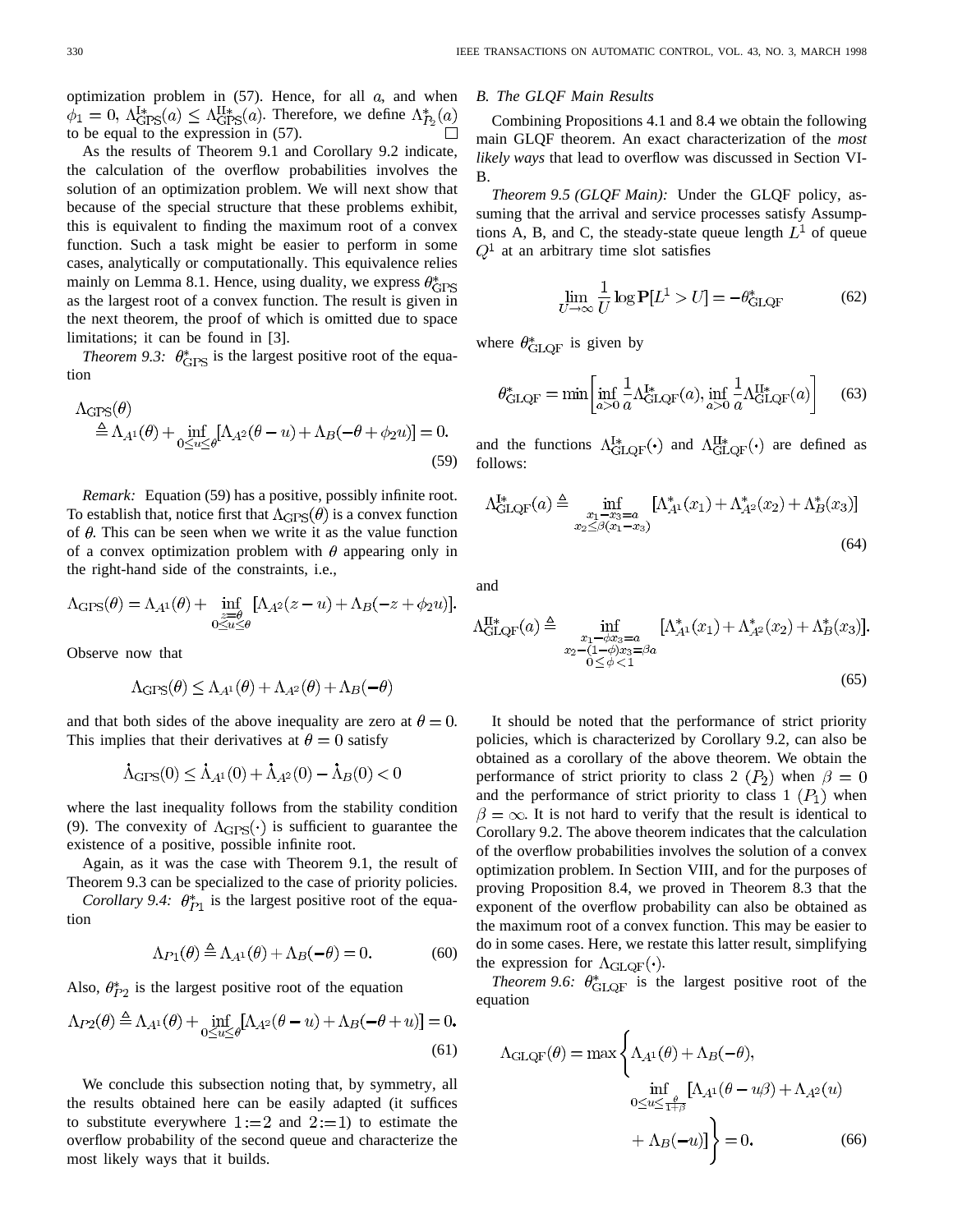optimization problem in (57). Hence, for all $a$, and when $\phi_1 = 0$, $\Lambda^{\mathrm{I}*}_{\mathrm{GPS}}(a) \le \Lambda^{\mathrm{II}*}_{\mathrm{GPS}}(a)$. Therefore, we define $\Lambda^*_{P_2}(a)$ to be equal to the expression in (57). □

As the results of Theorem 9.1 and Corollary 9.2 indicate, the calculation of the overflow probabilities involves the solution of an optimization problem. We will next show that because of the special structure that these problems exhibit, this is equivalent to finding the maximum root of a convex function. Such a task might be easier to perform in some cases, analytically or computationally. This equivalence relies mainly on Lemma 8.1. Hence, using duality, we express $\theta^*_{\mathrm{GPS}}$ as the largest root of a convex function. The result is given in the next theorem, the proof of which is omitted due to space limitations; it can be found in [3].

*Theorem 9.3:* $\theta^*_{\mathrm{GPS}}$ is the largest positive root of the equation

$$\Lambda_{\mathrm{GPS}}(\theta) \triangleq \Lambda_{A^1}(\theta) + \inf_{0 \le u \le \theta}[\Lambda_{A^2}(\theta - u) + \Lambda_B(-\theta + \phi_2 u)] = 0. \tag{59}$$

*Remark:* Equation (59) has a positive, possibly infinite root. To establish that, notice first that $\Lambda_{\mathrm{GPS}}(\theta)$ is a convex function of $\theta$. This can be seen when we write it as the value function of a convex optimization problem with $\theta$ appearing only in the right-hand side of the constraints, i.e.,

$$\Lambda_{\mathrm{GPS}}(\theta) = \Lambda_{A^1}(\theta) + \inf_{\substack{z=\theta \\ 0 \le u \le \theta}}[\Lambda_{A^2}(z-u) + \Lambda_B(-z+\phi_2 u)].$$

Observe now that

$$\Lambda_{\mathrm{GPS}}(\theta) \le \Lambda_{A^1}(\theta) + \Lambda_{A^2}(\theta) + \Lambda_B(-\theta)$$

and that both sides of the above inequality are zero at $\theta = 0$. This implies that their derivatives at $\theta = 0$ satisfy

$$\dot{\Lambda}_{\mathrm{GPS}}(0) \le \dot{\Lambda}_{A^1}(0) + \dot{\Lambda}_{A^2}(0) - \dot{\Lambda}_B(0) < 0$$

where the last inequality follows from the stability condition (9). The convexity of $\Lambda_{\mathrm{GPS}}(\cdot)$ is sufficient to guarantee the existence of a positive, possible infinite root.

Again, as it was the case with Theorem 9.1, the result of Theorem 9.3 can be specialized to the case of priority policies.

*Corollary 9.4:* $\theta^*_{P1}$ is the largest positive root of the equation

$$\Lambda_{P1}(\theta) \triangleq \Lambda_{A^1}(\theta) + \Lambda_B(-\theta) = 0. \tag{60}$$

Also, $\theta^*_{P2}$ is the largest positive root of the equation

$$\Lambda_{P2}(\theta) \triangleq \Lambda_{A^1}(\theta) + \inf_{0 \le u \le \theta}[\Lambda_{A^2}(\theta - u) + \Lambda_B(-\theta + u)] = 0. \tag{61}$$

We conclude this subsection noting that, by symmetry, all the results obtained here can be easily adapted (it suffices to substitute everywhere $1:=2$ and $2:=1$) to estimate the overflow probability of the second queue and characterize the most likely ways that it builds.

### B. The GLQF Main Results

Combining Propositions 4.1 and 8.4 we obtain the following main GLQF theorem. An exact characterization of the *most likely ways* that lead to overflow was discussed in Section VI-B.

*Theorem 9.5 (GLQF Main):* Under the GLQF policy, assuming that the arrival and service processes satisfy Assumptions A, B, and C, the steady-state queue length $L^1$ of queue $Q^1$ at an arbitrary time slot satisfies

$$\lim_{U \to \infty} \frac{1}{U} \log \mathbf{P}[L^1 > U] = -\theta^*_{\mathrm{GLQF}} \tag{62}$$

where $\theta^*_{\mathrm{GLQF}}$ is given by

$$\theta^*_{\mathrm{GLQF}} = \min\left[\inf_{a>0} \frac{1}{a}\Lambda^{\mathrm{I}*}_{\mathrm{GLQF}}(a), \inf_{a>0} \frac{1}{a}\Lambda^{\mathrm{II}*}_{\mathrm{GLQF}}(a)\right] \tag{63}$$

and the functions $\Lambda^{\mathrm{I}*}_{\mathrm{GLQF}}(\cdot)$ and $\Lambda^{\mathrm{II}*}_{\mathrm{GLQF}}(\cdot)$ are defined as follows:

$$\Lambda^{\mathrm{I}*}_{\mathrm{GLQF}}(a) \triangleq \inf_{\substack{x_1 - x_3 = a \\ x_2 \le \beta(x_1 - x_3)}} [\Lambda^*_{A^1}(x_1) + \Lambda^*_{A^2}(x_2) + \Lambda^*_B(x_3)] \tag{64}$$

and

$$\Lambda^{\mathrm{II}*}_{\mathrm{GLQF}}(a) \triangleq \inf_{\substack{x_1 - \phi x_3 = a \\ x_2 - (1-\phi)x_3 = \beta a \\ 0 \le \phi < 1}} [\Lambda^*_{A^1}(x_1) + \Lambda^*_{A^2}(x_2) + \Lambda^*_B(x_3)]. \tag{65}$$

It should be noted that the performance of strict priority policies, which is characterized by Corollary 9.2, can also be obtained as a corollary of the above theorem. We obtain the performance of strict priority to class 2 $(P_2)$ when $\beta = 0$ and the performance of strict priority to class 1 $(P_1)$ when $\beta = \infty$. It is not hard to verify that the result is identical to Corollary 9.2. The above theorem indicates that the calculation of the overflow probabilities involves the solution of a convex optimization problem. In Section VIII, and for the purposes of proving Proposition 8.4, we proved in Theorem 8.3 that the exponent of the overflow probability can also be obtained as the maximum root of a convex function. This may be easier to do in some cases. Here, we restate this latter result, simplifying the expression for $\Lambda_{\mathrm{GLQF}}(\cdot)$.

*Theorem 9.6:* $\theta^*_{\mathrm{GLQF}}$ is the largest positive root of the equation

$$\Lambda_{\mathrm{GLQF}}(\theta) = \max\left\{\Lambda_{A^1}(\theta) + \Lambda_B(-\theta), \inf_{0 \le u \le \frac{\theta}{1+\beta}}[\Lambda_{A^1}(\theta - u\beta) + \Lambda_{A^2}(u) + \Lambda_B(-u)]\right\} = 0. \tag{66}$$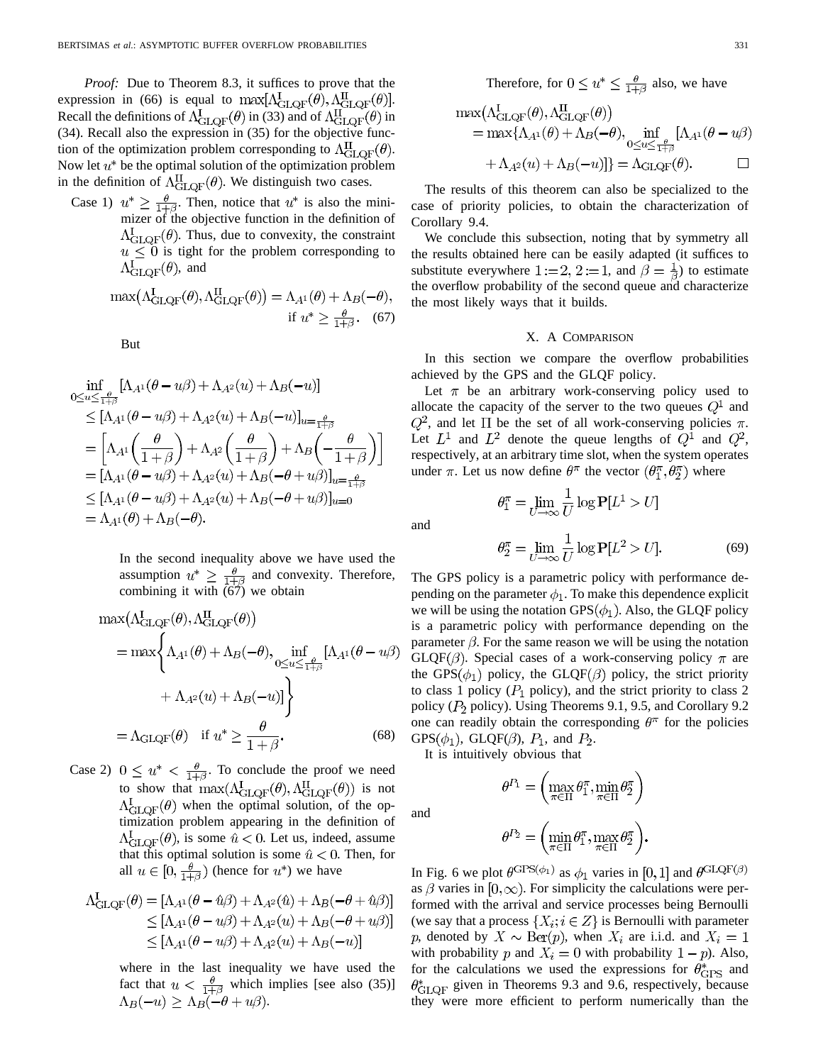*Proof:* Due to Theorem 8.3, it suffices to prove that the expression in (66) is equal to $\max[\Lambda^{\mathrm{I}}_{\mathrm{GLQF}}(\theta), \Lambda^{\mathrm{II}}_{\mathrm{GLQF}}(\theta)]$. Recall the definitions of $\Lambda^{\mathrm{I}}_{\mathrm{GLQF}}(\theta)$ in (33) and of $\Lambda^{\mathrm{II}}_{\mathrm{GLQF}}(\theta)$ in (34). Recall also the expression in (35) for the objective function of the optimization problem corresponding to $\Lambda^{\mathrm{II}}_{\mathrm{GLQF}}(\theta)$. Now let $u^*$ be the optimal solution of the optimization problem in the definition of $\Lambda^{\mathrm{II}}_{\mathrm{GLQF}}(\theta)$. We distinguish two cases.

Case 1) $u^* \geq \frac{\theta}{1+\beta}$. Then, notice that $u^*$ is also the minimizer of the objective function in the definition of $\Lambda^{\mathrm{I}}_{\mathrm{GLQF}}(\theta)$. Thus, due to convexity, the constraint $u \leq 0$ is tight for the problem corresponding to $\Lambda^{\mathrm{I}}_{\mathrm{GLQF}}(\theta)$, and

$$\max\left(\Lambda^{\mathrm{I}}_{\mathrm{GLQF}}(\theta), \Lambda^{\mathrm{II}}_{\mathrm{GLQF}}(\theta)\right) = \Lambda_{A^1}(\theta) + \Lambda_B(-\theta), \quad \text{if } u^* \geq \tfrac{\theta}{1+\beta}. \tag{67}$$

But

$$\begin{aligned}
&\inf_{0 \leq u \leq \frac{\theta}{1+\beta}} [\Lambda_{A^1}(\theta - u\beta) + \Lambda_{A^2}(u) + \Lambda_B(-u)] \\
&\leq [\Lambda_{A^1}(\theta - u\beta) + \Lambda_{A^2}(u) + \Lambda_B(-u)]_{u=\frac{\theta}{1+\beta}} \\
&= \left[\Lambda_{A^1}\left(\frac{\theta}{1+\beta}\right) + \Lambda_{A^2}\left(\frac{\theta}{1+\beta}\right) + \Lambda_B\left(-\frac{\theta}{1+\beta}\right)\right] \\
&= [\Lambda_{A^1}(\theta - u\beta) + \Lambda_{A^2}(u) + \Lambda_B(-\theta + u\beta)]_{u=\frac{\theta}{1+\beta}} \\
&\leq [\Lambda_{A^1}(\theta - u\beta) + \Lambda_{A^2}(u) + \Lambda_B(-\theta + u\beta)]_{u=0} \\
&= \Lambda_{A^1}(\theta) + \Lambda_B(-\theta).
\end{aligned}$$

In the second inequality above we have used the assumption $u^* \geq \frac{\theta}{1+\beta}$ and convexity. Therefore, combining it with (67) we obtain

$$\begin{aligned}
&\max\left(\Lambda^{\mathrm{I}}_{\mathrm{GLQF}}(\theta), \Lambda^{\mathrm{II}}_{\mathrm{GLQF}}(\theta)\right) \\
&= \max\left\{\Lambda_{A^1}(\theta) + \Lambda_B(-\theta), \inf_{0 \leq u \leq \frac{\theta}{1+\beta}} [\Lambda_{A^1}(\theta - u\beta) + \Lambda_{A^2}(u) + \Lambda_B(-u)]\right\} \\
&= \Lambda_{\mathrm{GLQF}}(\theta) \quad \text{if } u^* \geq \frac{\theta}{1+\beta}.
\end{aligned} \tag{68}$$

Case 2) $0 \leq u^* < \frac{\theta}{1+\beta}$. To conclude the proof we need to show that $\max(\Lambda^{\mathrm{I}}_{\mathrm{GLQF}}(\theta), \Lambda^{\mathrm{II}}_{\mathrm{GLQF}}(\theta))$ is not $\Lambda^{\mathrm{I}}_{\mathrm{GLQF}}(\theta)$ when the optimal solution, of the optimization problem appearing in the definition of $\Lambda^{\mathrm{I}}_{\mathrm{GLQF}}(\theta)$, is some $\hat{u} < 0$. Let us, indeed, assume that this optimal solution is some $\hat{u} < 0$. Then, for all $u \in [0, \frac{\theta}{1+\beta})$ (hence for $u^*$) we have

$$\begin{aligned}
\Lambda^{\mathrm{I}}_{\mathrm{GLQF}}(\theta) &= [\Lambda_{A^1}(\theta - \hat{u}\beta) + \Lambda_{A^2}(\hat{u}) + \Lambda_B(-\theta + \hat{u}\beta)] \\
&\leq [\Lambda_{A^1}(\theta - u\beta) + \Lambda_{A^2}(u) + \Lambda_B(-\theta + u\beta)] \\
&\leq [\Lambda_{A^1}(\theta - u\beta) + \Lambda_{A^2}(u) + \Lambda_B(-u)]
\end{aligned}$$

where in the last inequality we have used the fact that $u < \frac{\theta}{1+\beta}$ which implies [see also (35)] $\Lambda_B(-u) \geq \Lambda_B(-\theta + u\beta)$.

Therefore, for $0 \leq u^* \leq \frac{\theta}{1+\beta}$ also, we have

$$\begin{aligned}
&\max\left(\Lambda^{\mathrm{I}}_{\mathrm{GLQF}}(\theta), \Lambda^{\mathrm{II}}_{\mathrm{GLQF}}(\theta)\right) \\
&= \max\{\Lambda_{A^1}(\theta) + \Lambda_B(-\theta), \inf_{0 \leq u \leq \frac{\theta}{1+\beta}} [\Lambda_{A^1}(\theta - u\beta) + \Lambda_{A^2}(u) + \Lambda_B(-u)]\} = \Lambda_{\mathrm{GLQF}}(\theta).
\end{aligned}$$

$\square$

The results of this theorem can also be specialized to the case of priority policies, to obtain the characterization of Corollary 9.4.

We conclude this subsection, noting that by symmetry all the results obtained here can be easily adapted (it suffices to substitute everywhere $1 := 2$, $2 := 1$, and $\beta = \frac{1}{\beta}$) to estimate the overflow probability of the second queue and characterize the most likely ways that it builds.

## X. A Comparison

In this section we compare the overflow probabilities achieved by the GPS and the GLQF policy.

Let $\pi$ be an arbitrary work-conserving policy used to allocate the capacity of the server to the two queues $Q^1$ and $Q^2$, and let $\Pi$ be the set of all work-conserving policies $\pi$. Let $L^1$ and $L^2$ denote the queue lengths of $Q^1$ and $Q^2$, respectively, at an arbitrary time slot, when the system operates under $\pi$. Let us now define $\theta^\pi$ the vector $(\theta^\pi_1, \theta^\pi_2)$ where

$$\theta^\pi_1 = \lim_{U\to\infty} \frac{1}{U} \log \mathbf{P}[L^1 > U]$$

and

$$\theta^\pi_2 = \lim_{U\to\infty} \frac{1}{U} \log \mathbf{P}[L^2 > U]. \tag{69}$$

The GPS policy is a parametric policy with performance depending on the parameter $\phi_1$. To make this dependence explicit we will be using the notation $\mathrm{GPS}(\phi_1)$. Also, the GLQF policy is a parametric policy with performance depending on the parameter $\beta$. For the same reason we will be using the notation $\mathrm{GLQF}(\beta)$. Special cases of a work-conserving policy $\pi$ are the $\mathrm{GPS}(\phi_1)$ policy, the $\mathrm{GLQF}(\beta)$ policy, the strict priority to class 1 policy ($P_1$ policy), and the strict priority to class 2 policy ($P_2$ policy). Using Theorems 9.1, 9.5, and Corollary 9.2 one can readily obtain the corresponding $\theta^\pi$ for the policies $\mathrm{GPS}(\phi_1)$, $\mathrm{GLQF}(\beta)$, $P_1$, and $P_2$.

It is intuitively obvious that

$$\theta^{P_1} = \left(\max_{\pi\in\Pi} \theta^\pi_1, \min_{\pi\in\Pi} \theta^\pi_2\right)$$

and

$$\theta^{P_2} = \left(\min_{\pi\in\Pi} \theta^\pi_1, \max_{\pi\in\Pi} \theta^\pi_2\right).$$

In Fig. 6 we plot $\theta^{\mathrm{GPS}(\phi_1)}$ as $\phi_1$ varies in $[0, 1]$ and $\theta^{\mathrm{GLQF}(\beta)}$ as $\beta$ varies in $[0, \infty)$. For simplicity the calculations were performed with the arrival and service processes being Bernoulli (we say that a process $\{X_i; i \in Z\}$ is Bernoulli with parameter $p$, denoted by $X \sim \mathrm{Ber}(p)$, when $X_i$ are i.i.d. and $X_i = 1$ with probability $p$ and $X_i = 0$ with probability $1 - p$). Also, for the calculations we used the expressions for $\theta^*_{\mathrm{GPS}}$ and $\theta^*_{\mathrm{GLQF}}$ given in Theorems 9.3 and 9.6, respectively, because they were more efficient to perform numerically than the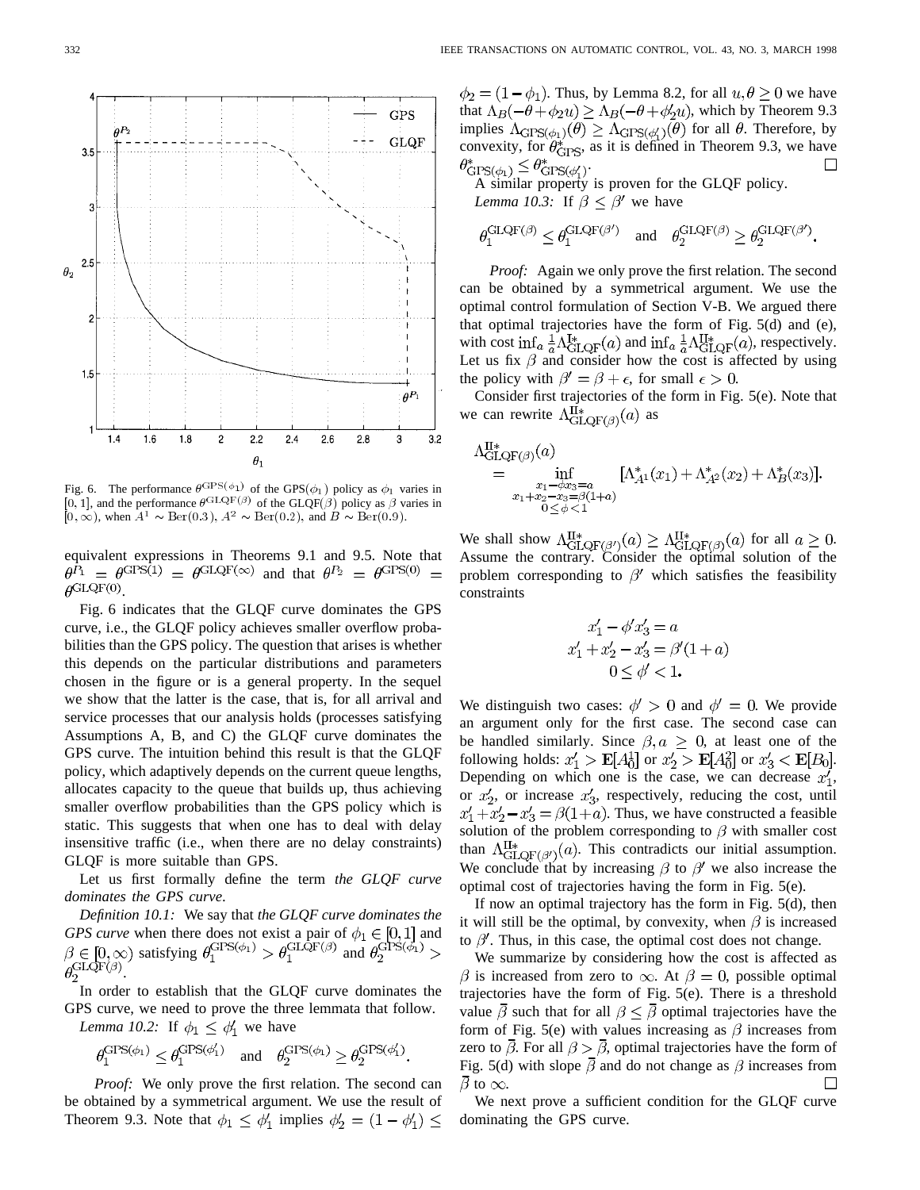Fig. 6. The performance $\theta^{\text{GPS}(\phi_1)}$ of the GPS$(\phi_1)$ policy as $\phi_1$ varies in $[0, 1]$, and the performance $\theta^{\text{GLQF}(\beta)}$ of the GLQF$(\beta)$ policy as $\beta$ varies in $[0, \infty)$, when $A^1 \sim \text{Ber}(0.3)$, $A^2 \sim \text{Ber}(0.2)$, and $B \sim \text{Ber}(0.9)$.

equivalent expressions in Theorems 9.1 and 9.5. Note that $\theta^{P_1} = \theta^{\text{GPS}(1)} = \theta^{\text{GLQF}(\infty)}$ and that $\theta^{P_2} = \theta^{\text{GPS}(0)} = \theta^{\text{GLQF}(0)}$.

Fig. 6 indicates that the GLQF curve dominates the GPS curve, i.e., the GLQF policy achieves smaller overflow probabilities than the GPS policy. The question that arises is whether this depends on the particular distributions and parameters chosen in the figure or is a general property. In the sequel we show that the latter is the case, that is, for all arrival and service processes that our analysis holds (processes satisfying Assumptions A, B, and C) the GLQF curve dominates the GPS curve. The intuition behind this result is that the GLQF policy, which adaptively depends on the current queue lengths, allocates capacity to the queue that builds up, thus achieving smaller overflow probabilities than the GPS policy which is static. This suggests that when one has to deal with delay insensitive traffic (i.e., when there are no delay constraints) GLQF is more suitable than GPS.

Let us first formally define the term *the GLQF curve dominates the GPS curve*.

*Definition 10.1:* We say that *the GLQF curve dominates the GPS curve* when there does not exist a pair of $\phi_1 \in [0, 1]$ and $\beta \in [0, \infty)$ satisfying $\theta_1^{\text{GPS}(\phi_1)} > \theta_1^{\text{GLQF}(\beta)}$ and $\theta_2^{\text{GPS}(\phi_1)} > \theta_2^{\text{GLQF}(\beta)}$.

In order to establish that the GLQF curve dominates the GPS curve, we need to prove the three lemmata that follow.

*Lemma 10.2:* If $\phi_1 \leq \phi_1'$ we have

$$\theta_1^{\text{GPS}(\phi_1)} \leq \theta_1^{\text{GPS}(\phi_1')} \quad \text{and} \quad \theta_2^{\text{GPS}(\phi_1)} \geq \theta_2^{\text{GPS}(\phi_1')}.$$

*Proof:* We only prove the first relation. The second can be obtained by a symmetrical argument. We use the result of Theorem 9.3. Note that $\phi_1 \leq \phi_1'$ implies $\phi_2' = (1 - \phi_1') \leq \phi_2 = (1 - \phi_1)$. Thus, by Lemma 8.2, for all $u, \theta \geq 0$ we have that $\Lambda_B(-\theta + \phi_2 u) \geq \Lambda_B(-\theta + \phi_2' u)$, which by Theorem 9.3 implies $\Lambda_{\text{GPS}(\phi_1)}(\theta) \geq \Lambda_{\text{GPS}(\phi_1')}(\theta)$ for all $\theta$. Therefore, by convexity, for $\theta_{\text{GPS}}^*$, as it is defined in Theorem 9.3, we have $\theta_{\text{GPS}(\phi_1)}^* \leq \theta_{\text{GPS}(\phi_1')}^*$. $\square$

A similar property is proven for the GLQF policy.

*Lemma 10.3:* If $\beta \leq \beta'$ we have

$$\theta_1^{\text{GLQF}(\beta)} \leq \theta_1^{\text{GLQF}(\beta')} \quad \text{and} \quad \theta_2^{\text{GLQF}(\beta)} \geq \theta_2^{\text{GLQF}(\beta')}.$$

*Proof:* Again we only prove the first relation. The second can be obtained by a symmetrical argument. We use the optimal control formulation of Section V-B. We argued there that optimal trajectories have the form of Fig. 5(d) and (e), with cost $\inf_a \frac{1}{a}\Lambda_{\text{GLQF}}^{\text{I}*}(a)$ and $\inf_a \frac{1}{a}\Lambda_{\text{GLQF}}^{\text{II}*}(a)$, respectively. Let us fix $\beta$ and consider how the cost is affected by using the policy with $\beta' = \beta + \epsilon$, for small $\epsilon > 0$.

Consider first trajectories of the form in Fig. 5(e). Note that we can rewrite $\Lambda_{\text{GLQF}(\beta)}^{\text{II}*}(a)$ as

$$\Lambda_{\text{GLQF}(\beta)}^{\text{II}*}(a) = \inf_{\substack{x_1 - \phi x_3 = a \\ x_1 + x_2 - x_3 = \beta(1+a) \\ 0 \leq \phi < 1}} [\Lambda_{A^1}^*(x_1) + \Lambda_{A^2}^*(x_2) + \Lambda_B^*(x_3)].$$

We shall show $\Lambda_{\text{GLQF}(\beta')}^{\text{II}*}(a) \geq \Lambda_{\text{GLQF}(\beta)}^{\text{II}*}(a)$ for all $a \geq 0$. Assume the contrary. Consider the optimal solution of the problem corresponding to $\beta'$ which satisfies the feasibility constraints

$$\begin{gathered} x_1' - \phi' x_3' = a \\ x_1' + x_2' - x_3' = \beta'(1+a) \\ 0 \leq \phi' < 1. \end{gathered}$$

We distinguish two cases: $\phi' > 0$ and $\phi' = 0$. We provide an argument only for the first case. The second case can be handled similarly. Since $\beta, a \geq 0$, at least one of the following holds: $x_1' > \mathbf{E}[A_0^1]$ or $x_2' > \mathbf{E}[A_0^2]$ or $x_3' < \mathbf{E}[B_0]$. Depending on which one is the case, we can decrease $x_1'$, or $x_2'$, or increase $x_3'$, respectively, reducing the cost, until $x_1' + x_2' - x_3' = \beta(1+a)$. Thus, we have constructed a feasible solution of the problem corresponding to $\beta$ with smaller cost than $\Lambda_{\text{GLQF}(\beta')}^{\text{II}*}(a)$. This contradicts our initial assumption. We conclude that by increasing $\beta$ to $\beta'$ we also increase the optimal cost of trajectories having the form in Fig. 5(e).

If now an optimal trajectory has the form in Fig. 5(d), then it will still be the optimal, by convexity, when $\beta$ is increased to $\beta'$. Thus, in this case, the optimal cost does not change.

We summarize by considering how the cost is affected as $\beta$ is increased from zero to $\infty$. At $\beta = 0$, possible optimal trajectories have the form of Fig. 5(e). There is a threshold value $\bar{\beta}$ such that for all $\beta \leq \bar{\beta}$ optimal trajectories have the form of Fig. 5(e) with values increasing as $\beta$ increases from zero to $\bar{\beta}$. For all $\beta > \bar{\beta}$, optimal trajectories have the form of Fig. 5(d) with slope $\bar{\beta}$ and do not change as $\beta$ increases from $\bar{\beta}$ to $\infty$. $\square$

We next prove a sufficient condition for the GLQF curve dominating the GPS curve.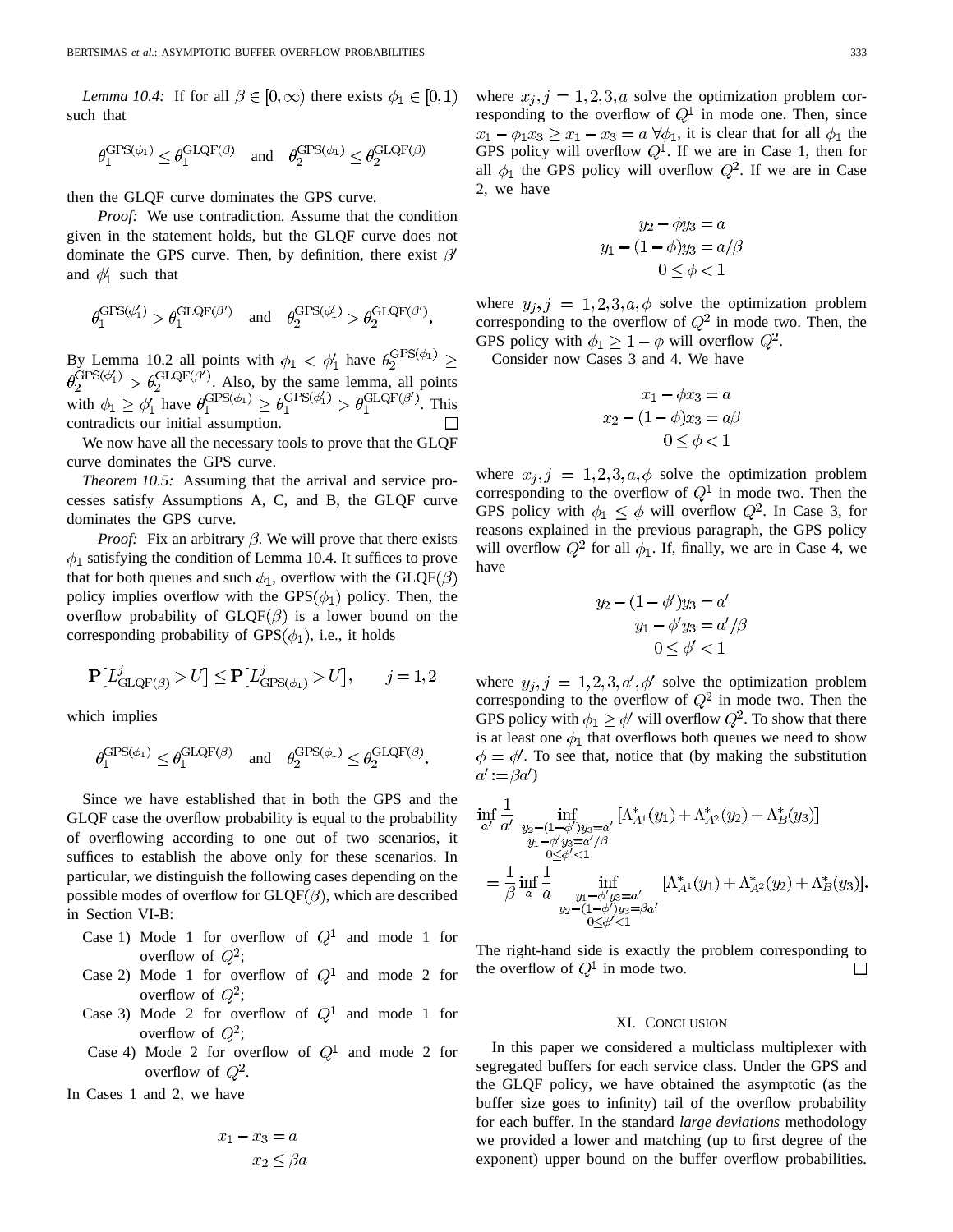*Lemma 10.4:* If for all $\beta \in [0, \infty)$ there exists $\phi_1 \in [0,1)$ such that

$$\theta_1^{\mathrm{GPS}(\phi_1)} \le \theta_1^{\mathrm{GLQF}(\beta)} \quad \text{and} \quad \theta_2^{\mathrm{GPS}(\phi_1)} \le \theta_2^{\mathrm{GLQF}(\beta)}$$

then the GLQF curve dominates the GPS curve.

*Proof:* We use contradiction. Assume that the condition given in the statement holds, but the GLQF curve does not dominate the GPS curve. Then, by definition, there exist $\beta'$ and $\phi_1'$ such that

$$\theta_1^{\mathrm{GPS}(\phi_1')} > \theta_1^{\mathrm{GLQF}(\beta')} \quad \text{and} \quad \theta_2^{\mathrm{GPS}(\phi_1')} > \theta_2^{\mathrm{GLQF}(\beta')}.$$

By Lemma 10.2 all points with $\phi_1 < \phi_1'$ have $\theta_2^{\mathrm{GPS}(\phi_1)} \ge \theta_2^{\mathrm{GPS}(\phi_1')} > \theta_2^{\mathrm{GLQF}(\beta')}$. Also, by the same lemma, all points with $\phi_1 \ge \phi_1'$ have $\theta_1^{\mathrm{GPS}(\phi_1)} \ge \theta_1^{\mathrm{GPS}(\phi_1')} > \theta_1^{\mathrm{GLQF}(\beta')}$. This contradicts our initial assumption. □

We now have all the necessary tools to prove that the GLQF curve dominates the GPS curve.

*Theorem 10.5:* Assuming that the arrival and service processes satisfy Assumptions A, C, and B, the GLQF curve dominates the GPS curve.

*Proof:* Fix an arbitrary $\beta$. We will prove that there exists $\phi_1$ satisfying the condition of Lemma 10.4. It suffices to prove that for both queues and such $\phi_1$, overflow with the GLQF$(\beta)$ policy implies overflow with the GPS$(\phi_1)$ policy. Then, the overflow probability of GLQF$(\beta)$ is a lower bound on the corresponding probability of GPS$(\phi_1)$, i.e., it holds

$$\mathbf{P}[L^j_{\mathrm{GLQF}(\beta)} > U] \le \mathbf{P}[L^j_{\mathrm{GPS}(\phi_1)} > U], \qquad j = 1,2$$

which implies

$$\theta_1^{\mathrm{GPS}(\phi_1)} \le \theta_1^{\mathrm{GLQF}(\beta)} \quad \text{and} \quad \theta_2^{\mathrm{GPS}(\phi_1)} \le \theta_2^{\mathrm{GLQF}(\beta)}.$$

Since we have established that in both the GPS and the GLQF case the overflow probability is equal to the probability of overflowing according to one out of two scenarios, it suffices to establish the above only for these scenarios. In particular, we distinguish the following cases depending on the possible modes of overflow for GLQF$(\beta)$, which are described in Section VI-B:

- Case 1) Mode 1 for overflow of $Q^1$ and mode 1 for overflow of $Q^2$;
- Case 2) Mode 1 for overflow of $Q^1$ and mode 2 for overflow of $Q^2$;
- Case 3) Mode 2 for overflow of $Q^1$ and mode 1 for overflow of $Q^2$;
- Case 4) Mode 2 for overflow of $Q^1$ and mode 2 for overflow of $Q^2$.

In Cases 1 and 2, we have

$$\begin{aligned} x_1 - x_3 &= a \\ x_2 &\le \beta a \end{aligned}$$

where $x_j, j = 1,2,3,a$ solve the optimization problem corresponding to the overflow of $Q^1$ in mode one. Then, since $x_1 - \phi_1 x_3 \ge x_1 - x_3 = a \ \forall \phi_1$, it is clear that for all $\phi_1$ the GPS policy will overflow $Q^1$. If we are in Case 1, then for all $\phi_1$ the GPS policy will overflow $Q^2$. If we are in Case 2, we have

$$\begin{aligned} y_2 - \phi y_3 &= a \\ y_1 - (1-\phi) y_3 &= a/\beta \\ 0 \le \phi &< 1 \end{aligned}$$

where $y_j, j = 1,2,3,a,\phi$ solve the optimization problem corresponding to the overflow of $Q^2$ in mode two. Then, the GPS policy with $\phi_1 \ge 1 - \phi$ will overflow $Q^2$.

Consider now Cases 3 and 4. We have

$$\begin{aligned} x_1 - \phi x_3 &= a \\ x_2 - (1-\phi) x_3 &= a\beta \\ 0 \le \phi &< 1 \end{aligned}$$

where $x_j, j = 1,2,3,a,\phi$ solve the optimization problem corresponding to the overflow of $Q^1$ in mode two. Then the GPS policy with $\phi_1 \le \phi$ will overflow $Q^2$. In Case 3, for reasons explained in the previous paragraph, the GPS policy will overflow $Q^2$ for all $\phi_1$. If, finally, we are in Case 4, we have

$$\begin{aligned} y_2 - (1-\phi') y_3 &= a' \\ y_1 - \phi' y_3 &= a'/\beta \\ 0 \le \phi' &< 1 \end{aligned}$$

where $y_j, j = 1,2,3,a',\phi'$ solve the optimization problem corresponding to the overflow of $Q^2$ in mode two. Then the GPS policy with $\phi_1 \ge \phi'$ will overflow $Q^2$. To show that there is at least one $\phi_1$ that overflows both queues we need to show $\phi = \phi'$. To see that, notice that (by making the substitution $a' := \beta a'$)

$$\begin{aligned} &\inf_{a'} \frac{1}{a'} \inf_{\substack{y_2 - (1-\phi') y_3 = a' \\ y_1 - \phi' y_3 = a'/\beta \\ 0 \le \phi' < 1}} [\Lambda^*_{A^1}(y_1) + \Lambda^*_{A^2}(y_2) + \Lambda^*_B(y_3)] \\ &= \frac{1}{\beta} \inf_a \frac{1}{a} \inf_{\substack{y_1 - \phi' y_3 = a' \\ y_2 - (1-\phi') y_3 = \beta a' \\ 0 \le \phi' < 1}} [\Lambda^*_{A^1}(y_1) + \Lambda^*_{A^2}(y_2) + \Lambda^*_B(y_3)]. \end{aligned}$$

The right-hand side is exactly the problem corresponding to the overflow of $Q^1$ in mode two. □

## XI. Conclusion

In this paper we considered a multiclass multiplexer with segregated buffers for each service class. Under the GPS and the GLQF policy, we have obtained the asymptotic (as the buffer size goes to infinity) tail of the overflow probability for each buffer. In the standard *large deviations* methodology we provided a lower and matching (up to first degree of the exponent) upper bound on the buffer overflow probabilities.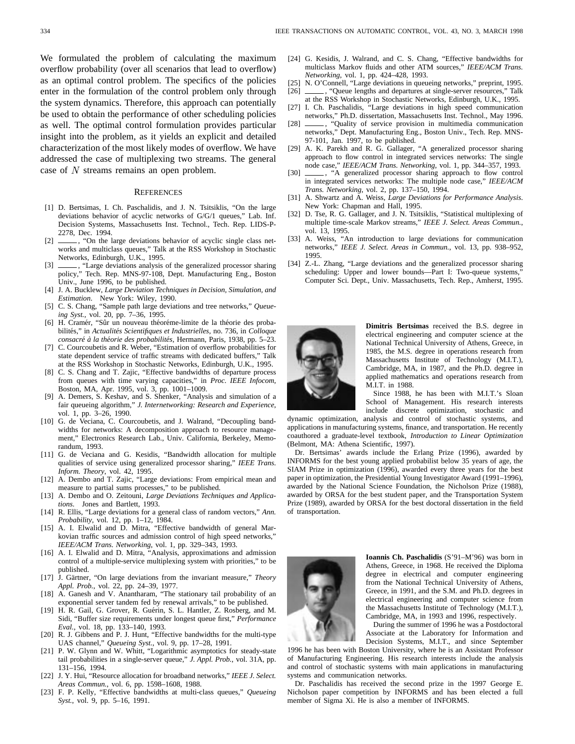We formulated the problem of calculating the maximum overflow probability (over all scenarios that lead to overflow) as an optimal control problem. The specifics of the policies enter in the formulation of the control problem only through the system dynamics. Therefore, this approach can potentially be used to obtain the performance of other scheduling policies as well. The optimal control formulation provides particular insight into the problem, as it yields an explicit and detailed characterization of the most likely modes of overflow. We have addressed the case of multiplexing two streams. The general case of $N$ streams remains an open problem.

## References

[1] D. Bertsimas, I. Ch. Paschalidis, and J. N. Tsitsiklis, "On the large deviations behavior of acyclic networks of G/G/1 queues," Lab. Inf. Decision Systems, Massachusetts Inst. Technol., Tech. Rep. LIDS-P-2278, Dec. 1994.

[2] ——, "On the large deviations behavior of acyclic single class networks and multiclass queues," Talk at the RSS Workshop in Stochastic Networks, Edinburgh, U.K., 1995.

[3] ——, "Large deviations analysis of the generalized processor sharing policy," Tech. Rep. MNS-97-108, Dept. Manufacturing Eng., Boston Univ., June 1996, to be published.

[4] J. A. Bucklew, *Large Deviation Techniques in Decision, Simulation, and Estimation*. New York: Wiley, 1990.

[5] C. S. Chang, "Sample path large deviations and tree networks," *Queueing Syst.*, vol. 20, pp. 7–36, 1995.

[6] H. Cramér, "Sûr un nouveau théoréme-limite de la théorie des probabilités," in *Actualités Scientifiques et Industrielles*, no. 736, in *Colloque consacré à la théorie des probabilités*, Hermann, Paris, 1938, pp. 5–23.

[7] C. Courcoubetis and R. Weber, "Estimation of overflow probabilities for state dependent service of traffic streams with dedicated buffers," Talk at the RSS Workshop in Stochastic Networks, Edinburgh, U.K., 1995.

[8] C. S. Chang and T. Zajic, "Effective bandwidths of departure process from queues with time varying capacities," in *Proc. IEEE Infocom*, Boston, MA, Apr. 1995, vol. 3, pp. 1001–1009.

[9] A. Demers, S. Keshav, and S. Shenker, "Analysis and simulation of a fair queueing algorithm," *J. Internetworking: Research and Experience*, vol. 1, pp. 3–26, 1990.

[10] G. de Veciana, C. Courcoubetis, and J. Walrand, "Decoupling bandwidths for networks: A decomposition approach to resource management," Electronics Research Lab., Univ. California, Berkeley, Memorandum, 1993.

[11] G. de Veciana and G. Kesidis, "Bandwidth allocation for multiple qualities of service using generalized processor sharing," *IEEE Trans. Inform. Theory*, vol. 42, 1995.

[12] A. Dembo and T. Zajic, "Large deviations: From empirical mean and measure to partial sums processes," to be published.

[13] A. Dembo and O. Zeitouni, *Large Deviations Techniques and Applications*. Jones and Bartlett, 1993.

[14] R. Ellis, "Large deviations for a general class of random vectors," *Ann. Probability*, vol. 12, pp. 1–12, 1984.

[15] A. I. Elwalid and D. Mitra, "Effective bandwidth of general Markovian traffic sources and admission control of high speed networks," *IEEE/ACM Trans. Networking*, vol. 1, pp. 329–343, 1993.

[16] A. I. Elwalid and D. Mitra, "Analysis, approximations and admission control of a multiple-service multiplexing system with priorities," to be published.

[17] J. Gärtner, "On large deviations from the invariant measure," *Theory Appl. Prob.*, vol. 22, pp. 24–39, 1977.

[18] A. Ganesh and V. Anantharam, "The stationary tail probability of an exponential server tandem fed by renewal arrivals," to be published.

[19] H. R. Gail, G. Grover, R. Guérin, S. L. Hantler, Z. Rosberg, and M. Sidi, "Buffer size requirements under longest queue first," *Performance Eval.*, vol. 18, pp. 133–140, 1993.

[20] R. J. Gibbens and P. J. Hunt, "Effective bandwidths for the multi-type UAS channel," *Queueing Syst.*, vol. 9, pp. 17–28, 1991.

[21] P. W. Glynn and W. Whitt, "Logarithmic asymptotics for steady-state tail probabilities in a single-server queue," *J. Appl. Prob.*, vol. 31A, pp. 131–156, 1994.

[22] J. Y. Hui, "Resource allocation for broadband networks," *IEEE J. Select. Areas Commun.*, vol. 6, pp. 1598–1608, 1988.

[23] F. P. Kelly, "Effective bandwidths at multi-class queues," *Queueing Syst.*, vol. 9, pp. 5–16, 1991.

[24] G. Kesidis, J. Walrand, and C. S. Chang, "Effective bandwidths for multiclass Markov fluids and other ATM sources," *IEEE/ACM Trans. Networking*, vol. 1, pp. 424–428, 1993.

[25] N. O'Connell, "Large deviations in queueing networks," preprint, 1995.

[26] ——, "Queue lengths and departures at single-server resources," Talk at the RSS Workshop in Stochastic Networks, Edinburgh, U.K., 1995.

[27] I. Ch. Paschalidis, "Large deviations in high speed communication networks," Ph.D. dissertation, Massachusetts Inst. Technol., May 1996.

[28] ——, "Quality of service provision in multimedia communication networks," Dept. Manufacturing Eng., Boston Univ., Tech. Rep. MNS-97-101, Jan. 1997, to be published.

[29] A. K. Parekh and R. G. Gallager, "A generalized processor sharing approach to flow control in integrated services networks: The single node case," *IEEE/ACM Trans. Networking*, vol. 1, pp. 344–357, 1993.

[30] ——, "A generalized processor sharing approach to flow control in integrated services networks: The multiple node case," *IEEE/ACM Trans. Networking*, vol. 2, pp. 137–150, 1994.

[31] A. Shwartz and A. Weiss, *Large Deviations for Performance Analysis*. New York: Chapman and Hall, 1995.

[32] D. Tse, R. G. Gallager, and J. N. Tsitsiklis, "Statistical multiplexing of multiple time-scale Markov streams," *IEEE J. Select. Areas Commun.*, vol. 13, 1995.

[33] A. Weiss, "An introduction to large deviations for communication networks," *IEEE J. Select. Areas in Commun.*, vol. 13, pp. 938–952, 1995.

[34] Z.-L. Zhang, "Large deviations and the generalized processor sharing scheduling: Upper and lower bounds—Part I: Two-queue systems," Computer Sci. Dept., Univ. Massachusetts, Tech. Rep., Amherst, 1995.

**Dimitris Bertsimas** received the B.S. degree in electrical engineering and computer science at the National Technical University of Athens, Greece, in 1985, the M.S. degree in operations research from Massachusetts Institute of Technology (M.I.T.), Cambridge, MA, in 1987, and the Ph.D. degree in applied mathematics and operations research from M.I.T. in 1988.

Since 1988, he has been with M.I.T.'s Sloan School of Management. His research interests include discrete optimization, stochastic and dynamic optimization, analysis and control of stochastic systems, and applications in manufacturing systems, finance, and transportation. He recently coauthored a graduate-level textbook, *Introduction to Linear Optimization* (Belmont, MA: Athena Scientific, 1997).

Dr. Bertsimas' awards include the Erlang Prize (1996), awarded by INFORMS for the best young applied probabilist below 35 years of age, the SIAM Prize in optimization (1996), awarded every three years for the best paper in optimization, the Presidential Young Investigator Award (1991–1996), awarded by the National Science Foundation, the Nicholson Prize (1988), awarded by ORSA for the best student paper, and the Transportation System Prize (1989), awarded by ORSA for the best doctoral dissertation in the field of transportation.

**Ioannis Ch. Paschalidis** (S'91–M'96) was born in Athens, Greece, in 1968. He received the Diploma degree in electrical and computer engineering from the National Technical University of Athens, Greece, in 1991, and the S.M. and Ph.D. degrees in electrical engineering and computer science from the Massachusetts Institute of Technology (M.I.T.), Cambridge, MA, in 1993 and 1996, respectively.

During the summer of 1996 he was a Postdoctoral Associate at the Laboratory for Information and Decision Systems, M.I.T., and since September 1996 he has been with Boston University, where he is an Assistant Professor of Manufacturing Engineering. His research interests include the analysis and control of stochastic systems with main applications in manufacturing systems and communication networks.

Dr. Paschalidis has received the second prize in the 1997 George E. Nicholson paper competition by INFORMS and has been elected a full member of Sigma Xi. He is also a member of INFORMS.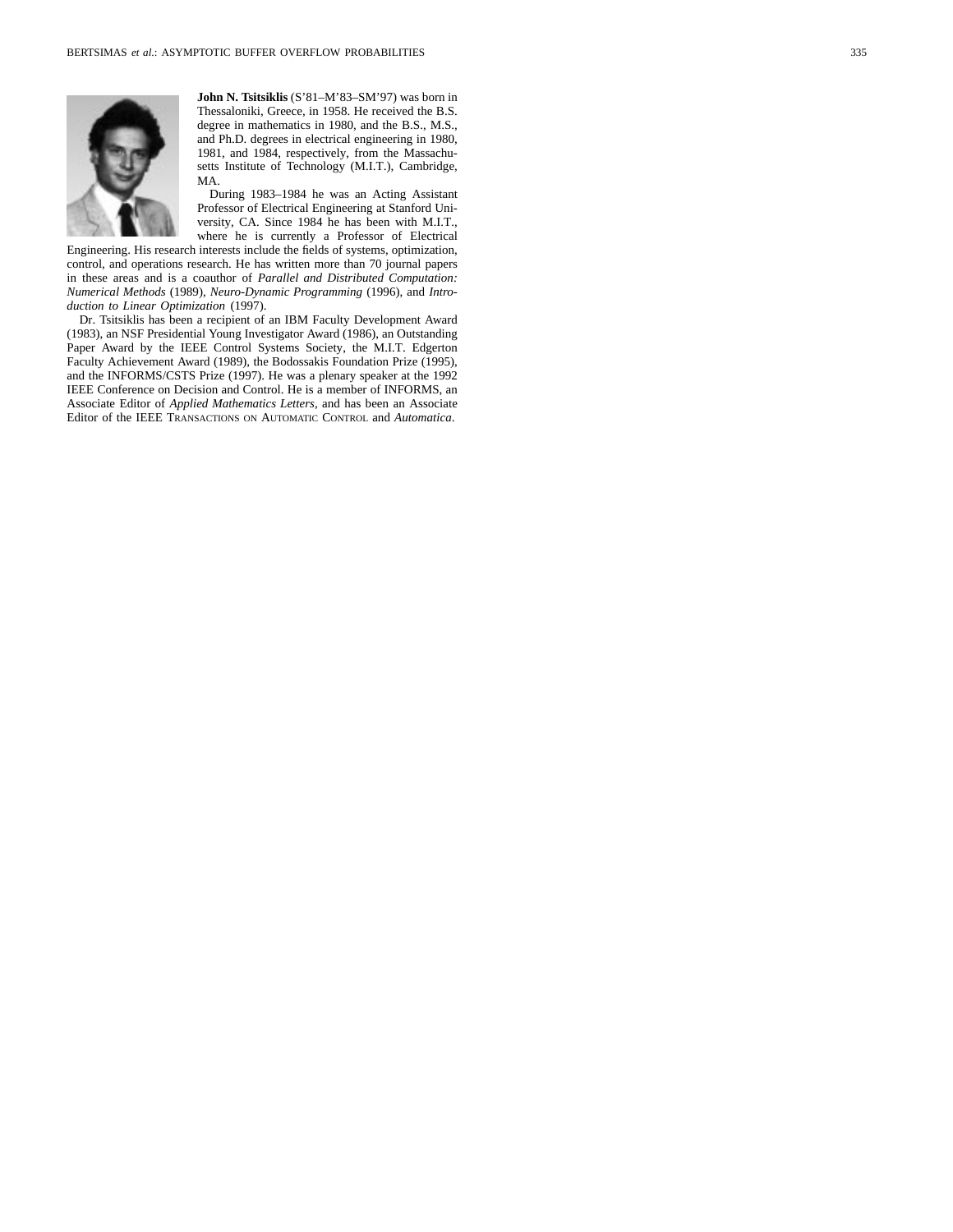**John N. Tsitsiklis** (S'81–M'83–SM'97) was born in Thessaloniki, Greece, in 1958. He received the B.S. degree in mathematics in 1980, and the B.S., M.S., and Ph.D. degrees in electrical engineering in 1980, 1981, and 1984, respectively, from the Massachusetts Institute of Technology (M.I.T.), Cambridge, MA.

During 1983–1984 he was an Acting Assistant Professor of Electrical Engineering at Stanford University, CA. Since 1984 he has been with M.I.T., where he is currently a Professor of Electrical Engineering. His research interests include the fields of systems, optimization, control, and operations research. He has written more than 70 journal papers in these areas and is a coauthor of *Parallel and Distributed Computation: Numerical Methods* (1989), *Neuro-Dynamic Programming* (1996), and *Introduction to Linear Optimization* (1997).

Dr. Tsitsiklis has been a recipient of an IBM Faculty Development Award (1983), an NSF Presidential Young Investigator Award (1986), an Outstanding Paper Award by the IEEE Control Systems Society, the M.I.T. Edgerton Faculty Achievement Award (1989), the Bodossakis Foundation Prize (1995), and the INFORMS/CSTS Prize (1997). He was a plenary speaker at the 1992 IEEE Conference on Decision and Control. He is a member of INFORMS, an Associate Editor of *Applied Mathematics Letters*, and has been an Associate Editor of the IEEE TRANSACTIONS ON AUTOMATIC CONTROL and *Automatica*.